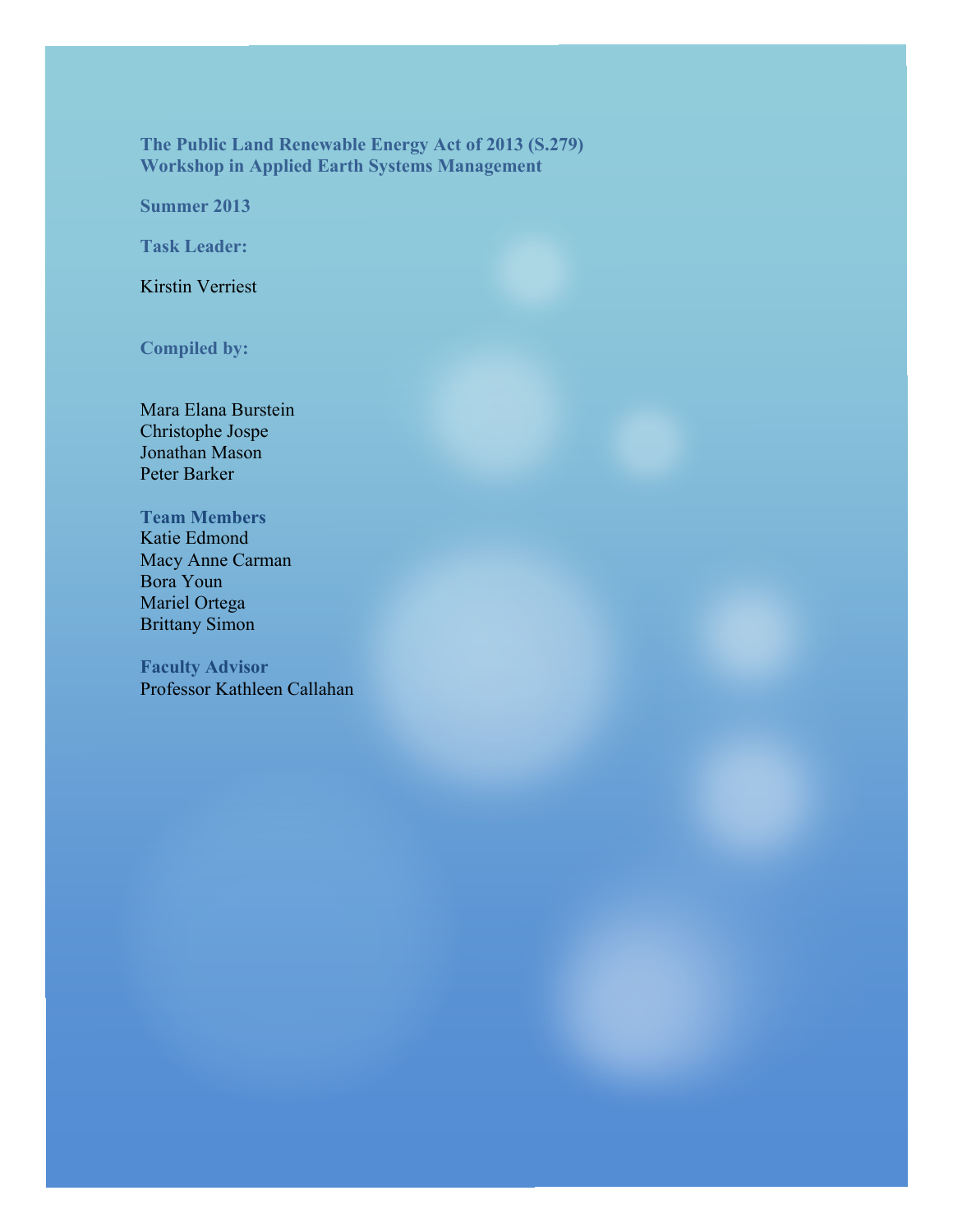# The Public Land Renewable Energy Act of 2013 (S.279)
## Workshop in Applied Earth Systems Management

**Summer 2013**

**Task Leader:**

Kirstin Verriest

**Compiled by:**

Mara Elana Burstein
Christophe Jospe
Jonathan Mason
Peter Barker

**Team Members**

Katie Edmond
Macy Anne Carman
Bora Youn
Mariel Ortega
Brittany Simon

**Faculty Advisor**

Professor Kathleen Callahan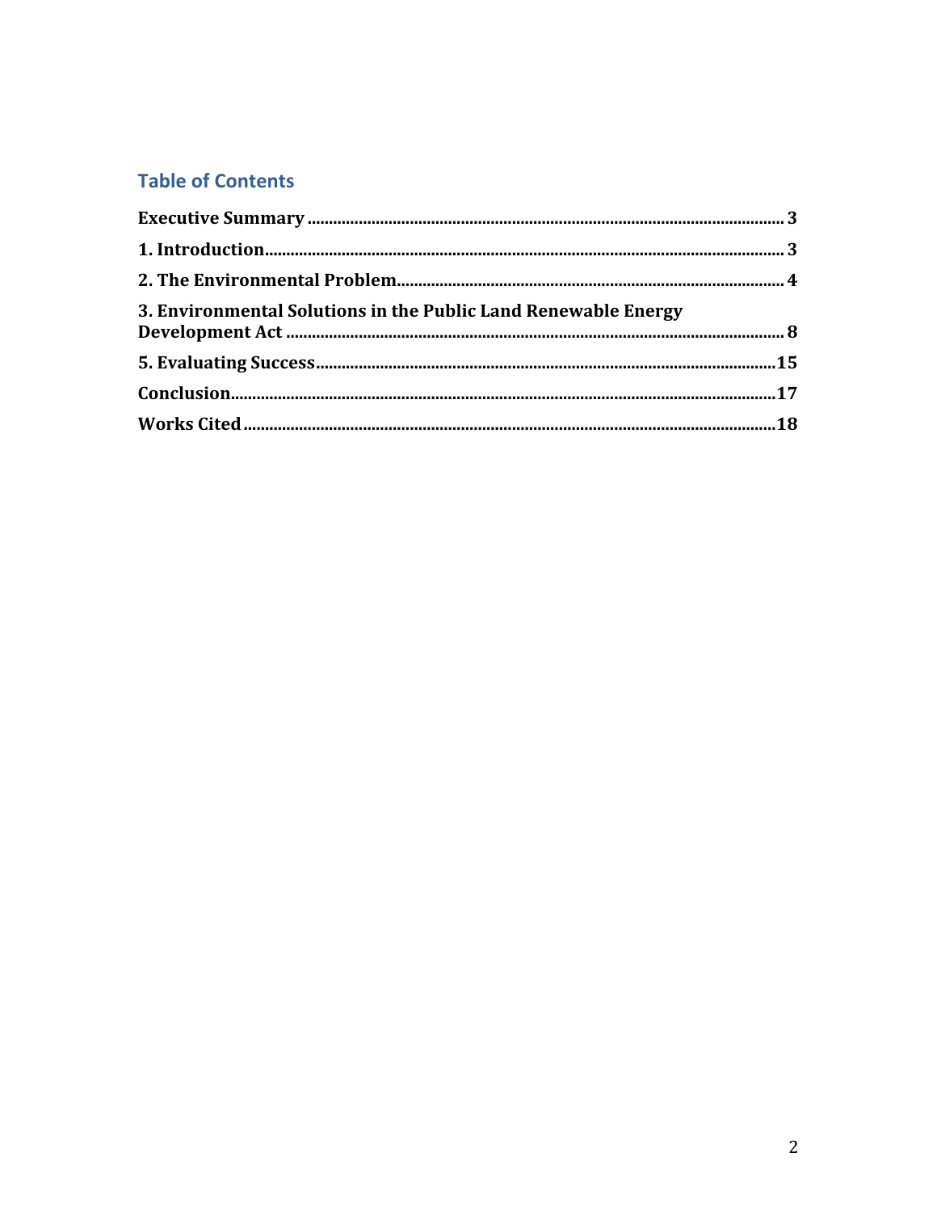## Table of Contents

**Executive Summary** ........................................................................................................ **3**

**1. Introduction** .................................................................................................................. **3**

**2. The Environmental Problem** ......................................................................................... **4**

**3. Environmental Solutions in the Public Land Renewable Energy Development Act** ........ **8**

**5. Evaluating Success** ...................................................................................................... **15**

**Conclusion** ..................................................................................................................... **17**

**Works Cited** .................................................................................................................... **18**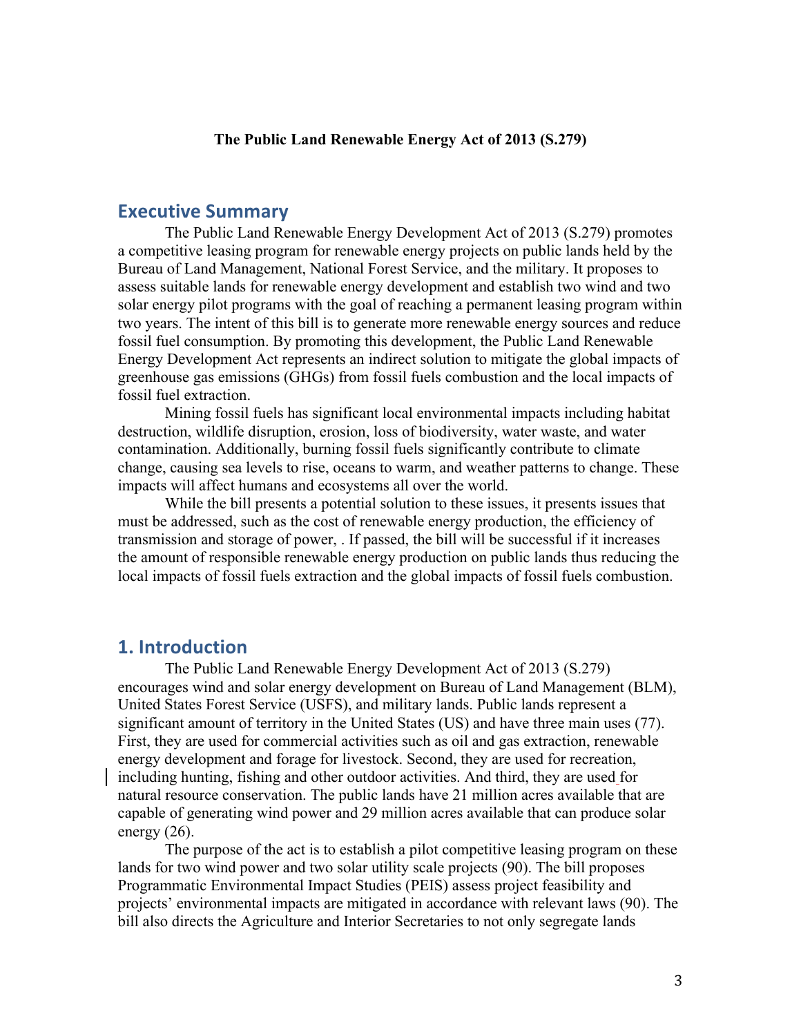**The Public Land Renewable Energy Act of 2013 (S.279)**

## Executive Summary

The Public Land Renewable Energy Development Act of 2013 (S.279) promotes a competitive leasing program for renewable energy projects on public lands held by the Bureau of Land Management, National Forest Service, and the military. It proposes to assess suitable lands for renewable energy development and establish two wind and two solar energy pilot programs with the goal of reaching a permanent leasing program within two years. The intent of this bill is to generate more renewable energy sources and reduce fossil fuel consumption. By promoting this development, the Public Land Renewable Energy Development Act represents an indirect solution to mitigate the global impacts of greenhouse gas emissions (GHGs) from fossil fuels combustion and the local impacts of fossil fuel extraction.

Mining fossil fuels has significant local environmental impacts including habitat destruction, wildlife disruption, erosion, loss of biodiversity, water waste, and water contamination. Additionally, burning fossil fuels significantly contribute to climate change, causing sea levels to rise, oceans to warm, and weather patterns to change. These impacts will affect humans and ecosystems all over the world.

While the bill presents a potential solution to these issues, it presents issues that must be addressed, such as the cost of renewable energy production, the efficiency of transmission and storage of power, . If passed, the bill will be successful if it increases the amount of responsible renewable energy production on public lands thus reducing the local impacts of fossil fuels extraction and the global impacts of fossil fuels combustion.

## 1. Introduction

The Public Land Renewable Energy Development Act of 2013 (S.279) encourages wind and solar energy development on Bureau of Land Management (BLM), United States Forest Service (USFS), and military lands. Public lands represent a significant amount of territory in the United States (US) and have three main uses (77). First, they are used for commercial activities such as oil and gas extraction, renewable energy development and forage for livestock. Second, they are used for recreation, including hunting, fishing and other outdoor activities. And third, they are used for natural resource conservation. The public lands have 21 million acres available that are capable of generating wind power and 29 million acres available that can produce solar energy (26).

The purpose of the act is to establish a pilot competitive leasing program on these lands for two wind power and two solar utility scale projects (90). The bill proposes Programmatic Environmental Impact Studies (PEIS) assess project feasibility and projects' environmental impacts are mitigated in accordance with relevant laws (90). The bill also directs the Agriculture and Interior Secretaries to not only segregate lands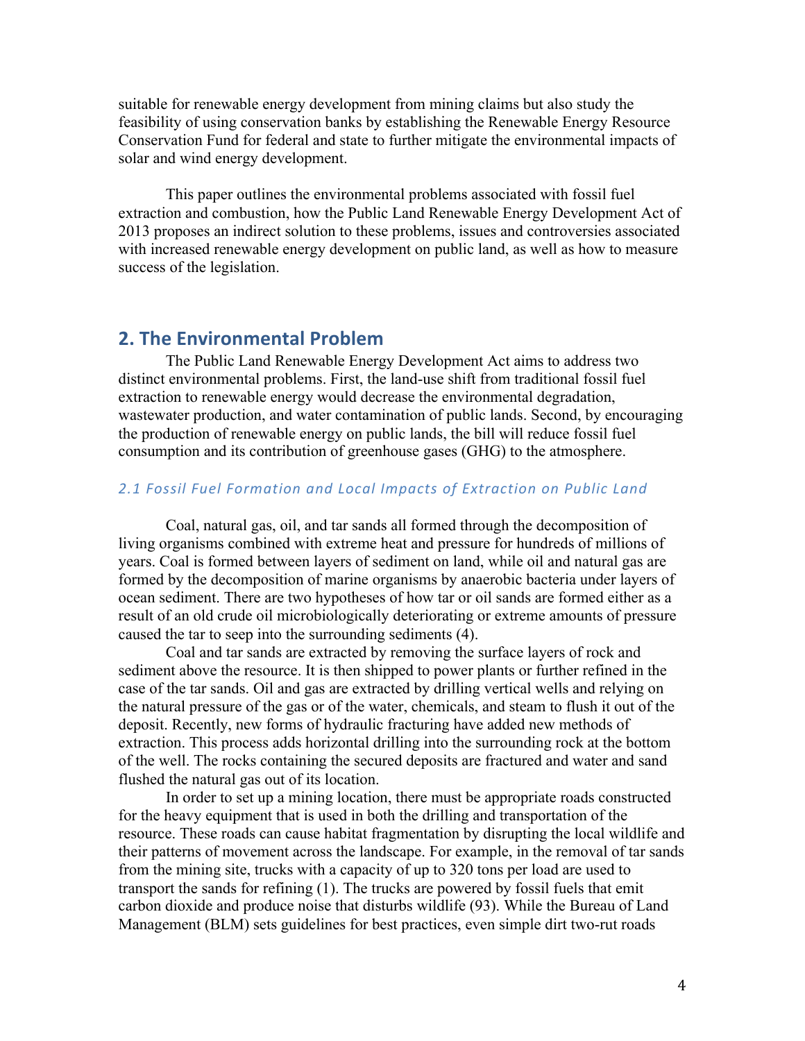suitable for renewable energy development from mining claims but also study the feasibility of using conservation banks by establishing the Renewable Energy Resource Conservation Fund for federal and state to further mitigate the environmental impacts of solar and wind energy development.

This paper outlines the environmental problems associated with fossil fuel extraction and combustion, how the Public Land Renewable Energy Development Act of 2013 proposes an indirect solution to these problems, issues and controversies associated with increased renewable energy development on public land, as well as how to measure success of the legislation.

## 2. The Environmental Problem

The Public Land Renewable Energy Development Act aims to address two distinct environmental problems. First, the land-use shift from traditional fossil fuel extraction to renewable energy would decrease the environmental degradation, wastewater production, and water contamination of public lands. Second, by encouraging the production of renewable energy on public lands, the bill will reduce fossil fuel consumption and its contribution of greenhouse gases (GHG) to the atmosphere.

### *2.1 Fossil Fuel Formation and Local Impacts of Extraction on Public Land*

Coal, natural gas, oil, and tar sands all formed through the decomposition of living organisms combined with extreme heat and pressure for hundreds of millions of years. Coal is formed between layers of sediment on land, while oil and natural gas are formed by the decomposition of marine organisms by anaerobic bacteria under layers of ocean sediment. There are two hypotheses of how tar or oil sands are formed either as a result of an old crude oil microbiologically deteriorating or extreme amounts of pressure caused the tar to seep into the surrounding sediments (4).

Coal and tar sands are extracted by removing the surface layers of rock and sediment above the resource. It is then shipped to power plants or further refined in the case of the tar sands. Oil and gas are extracted by drilling vertical wells and relying on the natural pressure of the gas or of the water, chemicals, and steam to flush it out of the deposit. Recently, new forms of hydraulic fracturing have added new methods of extraction. This process adds horizontal drilling into the surrounding rock at the bottom of the well. The rocks containing the secured deposits are fractured and water and sand flushed the natural gas out of its location.

In order to set up a mining location, there must be appropriate roads constructed for the heavy equipment that is used in both the drilling and transportation of the resource. These roads can cause habitat fragmentation by disrupting the local wildlife and their patterns of movement across the landscape. For example, in the removal of tar sands from the mining site, trucks with a capacity of up to 320 tons per load are used to transport the sands for refining (1). The trucks are powered by fossil fuels that emit carbon dioxide and produce noise that disturbs wildlife (93). While the Bureau of Land Management (BLM) sets guidelines for best practices, even simple dirt two-rut roads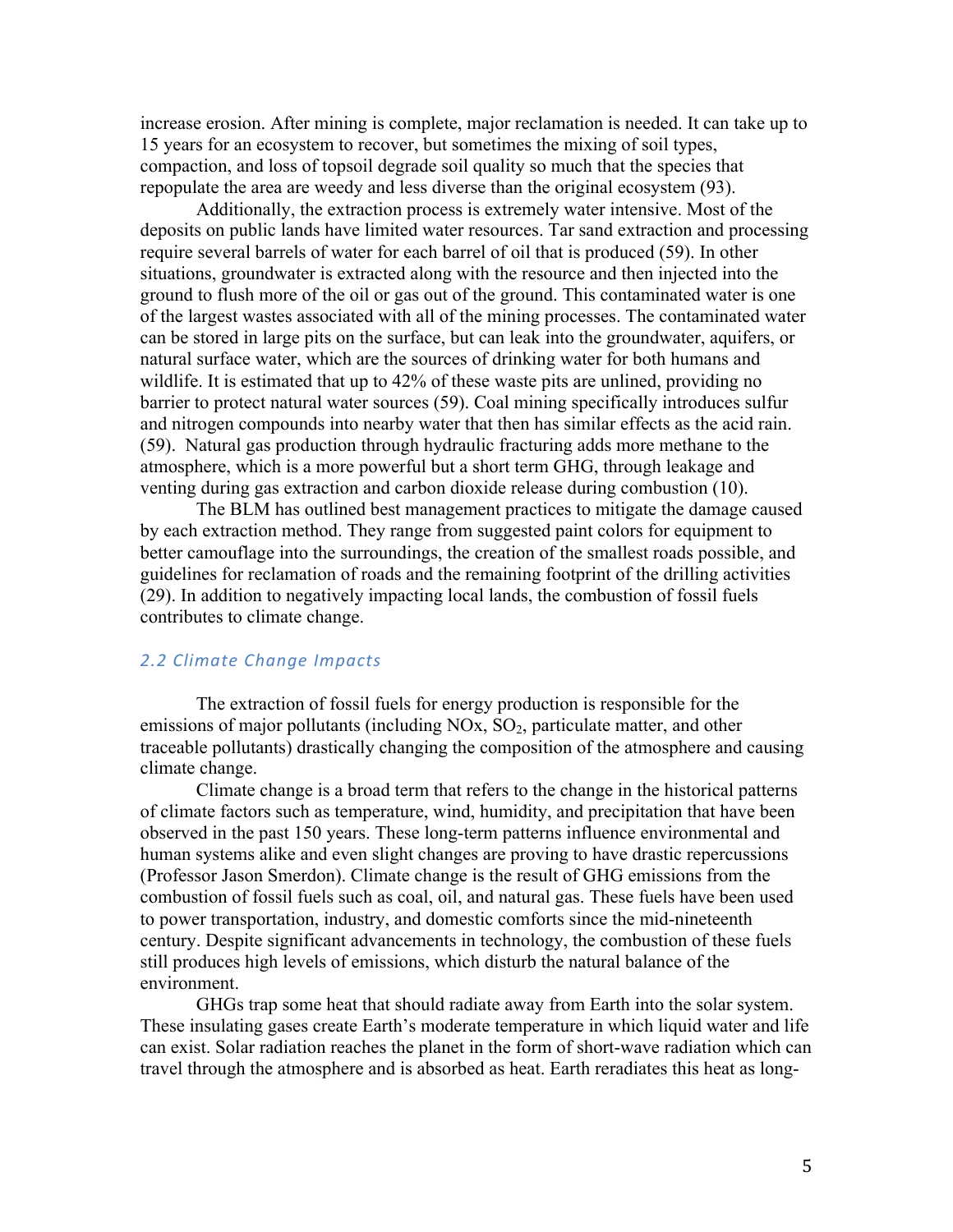increase erosion. After mining is complete, major reclamation is needed. It can take up to 15 years for an ecosystem to recover, but sometimes the mixing of soil types, compaction, and loss of topsoil degrade soil quality so much that the species that repopulate the area are weedy and less diverse than the original ecosystem (93).

Additionally, the extraction process is extremely water intensive. Most of the deposits on public lands have limited water resources. Tar sand extraction and processing require several barrels of water for each barrel of oil that is produced (59). In other situations, groundwater is extracted along with the resource and then injected into the ground to flush more of the oil or gas out of the ground. This contaminated water is one of the largest wastes associated with all of the mining processes. The contaminated water can be stored in large pits on the surface, but can leak into the groundwater, aquifers, or natural surface water, which are the sources of drinking water for both humans and wildlife. It is estimated that up to 42% of these waste pits are unlined, providing no barrier to protect natural water sources (59). Coal mining specifically introduces sulfur and nitrogen compounds into nearby water that then has similar effects as the acid rain. (59). Natural gas production through hydraulic fracturing adds more methane to the atmosphere, which is a more powerful but a short term GHG, through leakage and venting during gas extraction and carbon dioxide release during combustion (10).

The BLM has outlined best management practices to mitigate the damage caused by each extraction method. They range from suggested paint colors for equipment to better camouflage into the surroundings, the creation of the smallest roads possible, and guidelines for reclamation of roads and the remaining footprint of the drilling activities (29). In addition to negatively impacting local lands, the combustion of fossil fuels contributes to climate change.

### *2.2 Climate Change Impacts*

The extraction of fossil fuels for energy production is responsible for the emissions of major pollutants (including NOx, $SO_2$, particulate matter, and other traceable pollutants) drastically changing the composition of the atmosphere and causing climate change.

Climate change is a broad term that refers to the change in the historical patterns of climate factors such as temperature, wind, humidity, and precipitation that have been observed in the past 150 years. These long-term patterns influence environmental and human systems alike and even slight changes are proving to have drastic repercussions (Professor Jason Smerdon). Climate change is the result of GHG emissions from the combustion of fossil fuels such as coal, oil, and natural gas. These fuels have been used to power transportation, industry, and domestic comforts since the mid-nineteenth century. Despite significant advancements in technology, the combustion of these fuels still produces high levels of emissions, which disturb the natural balance of the environment.

GHGs trap some heat that should radiate away from Earth into the solar system. These insulating gases create Earth's moderate temperature in which liquid water and life can exist. Solar radiation reaches the planet in the form of short-wave radiation which can travel through the atmosphere and is absorbed as heat. Earth reradiates this heat as long-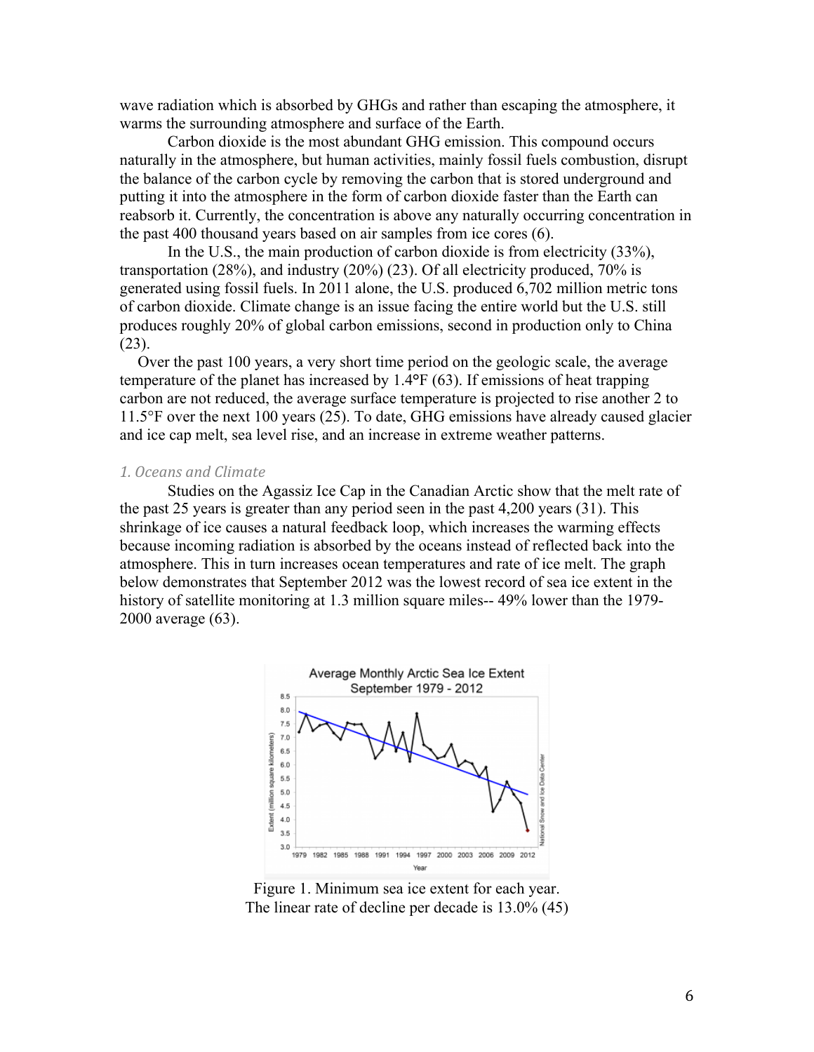wave radiation which is absorbed by GHGs and rather than escaping the atmosphere, it warms the surrounding atmosphere and surface of the Earth.

Carbon dioxide is the most abundant GHG emission. This compound occurs naturally in the atmosphere, but human activities, mainly fossil fuels combustion, disrupt the balance of the carbon cycle by removing the carbon that is stored underground and putting it into the atmosphere in the form of carbon dioxide faster than the Earth can reabsorb it. Currently, the concentration is above any naturally occurring concentration in the past 400 thousand years based on air samples from ice cores (6).

In the U.S., the main production of carbon dioxide is from electricity (33%), transportation (28%), and industry (20%) (23). Of all electricity produced, 70% is generated using fossil fuels. In 2011 alone, the U.S. produced 6,702 million metric tons of carbon dioxide. Climate change is an issue facing the entire world but the U.S. still produces roughly 20% of global carbon emissions, second in production only to China (23).

Over the past 100 years, a very short time period on the geologic scale, the average temperature of the planet has increased by 1.4°F (63). If emissions of heat trapping carbon are not reduced, the average surface temperature is projected to rise another 2 to 11.5°F over the next 100 years (25). To date, GHG emissions have already caused glacier and ice cap melt, sea level rise, and an increase in extreme weather patterns.

### *1. Oceans and Climate*

Studies on the Agassiz Ice Cap in the Canadian Arctic show that the melt rate of the past 25 years is greater than any period seen in the past 4,200 years (31). This shrinkage of ice causes a natural feedback loop, which increases the warming effects because incoming radiation is absorbed by the oceans instead of reflected back into the atmosphere. This in turn increases ocean temperatures and rate of ice melt. The graph below demonstrates that September 2012 was the lowest record of sea ice extent in the history of satellite monitoring at 1.3 million square miles-- 49% lower than the 1979-2000 average (63).

Figure 1. Minimum sea ice extent for each year.
The linear rate of decline per decade is 13.0% (45)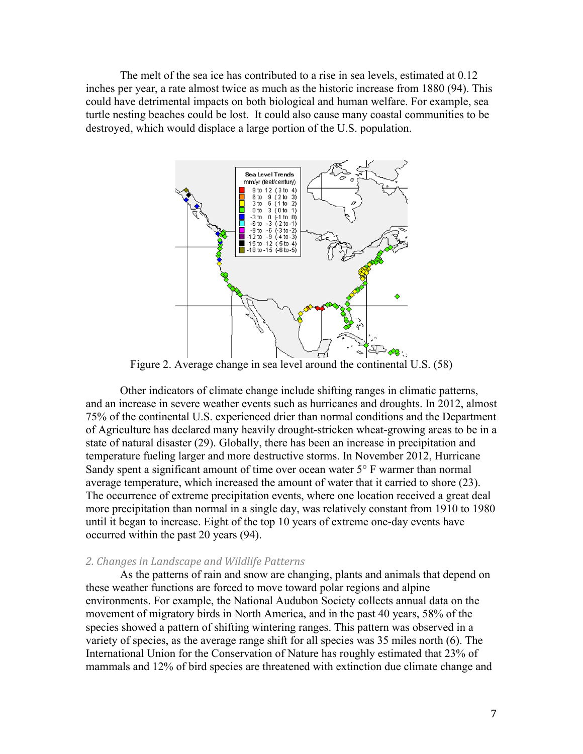The melt of the sea ice has contributed to a rise in sea levels, estimated at 0.12 inches per year, a rate almost twice as much as the historic increase from 1880 (94). This could have detrimental impacts on both biological and human welfare. For example, sea turtle nesting beaches could be lost. It could also cause many coastal communities to be destroyed, which would displace a large portion of the U.S. population.

Figure 2. Average change in sea level around the continental U.S. (58)

Other indicators of climate change include shifting ranges in climatic patterns, and an increase in severe weather events such as hurricanes and droughts. In 2012, almost 75% of the continental U.S. experienced drier than normal conditions and the Department of Agriculture has declared many heavily drought-stricken wheat-growing areas to be in a state of natural disaster (29). Globally, there has been an increase in precipitation and temperature fueling larger and more destructive storms. In November 2012, Hurricane Sandy spent a significant amount of time over ocean water 5° F warmer than normal average temperature, which increased the amount of water that it carried to shore (23). The occurrence of extreme precipitation events, where one location received a great deal more precipitation than normal in a single day, was relatively constant from 1910 to 1980 until it began to increase. Eight of the top 10 years of extreme one-day events have occurred within the past 20 years (94).

### *2. Changes in Landscape and Wildlife Patterns*

As the patterns of rain and snow are changing, plants and animals that depend on these weather functions are forced to move toward polar regions and alpine environments. For example, the National Audubon Society collects annual data on the movement of migratory birds in North America, and in the past 40 years, 58% of the species showed a pattern of shifting wintering ranges. This pattern was observed in a variety of species, as the average range shift for all species was 35 miles north (6). The International Union for the Conservation of Nature has roughly estimated that 23% of mammals and 12% of bird species are threatened with extinction due climate change and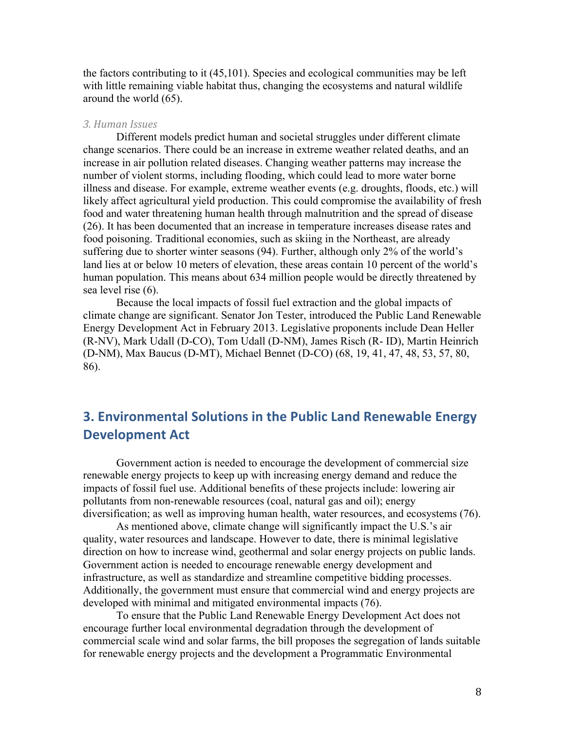the factors contributing to it (45,101). Species and ecological communities may be left with little remaining viable habitat thus, changing the ecosystems and natural wildlife around the world (65).

### *3. Human Issues*

Different models predict human and societal struggles under different climate change scenarios. There could be an increase in extreme weather related deaths, and an increase in air pollution related diseases. Changing weather patterns may increase the number of violent storms, including flooding, which could lead to more water borne illness and disease. For example, extreme weather events (e.g. droughts, floods, etc.) will likely affect agricultural yield production. This could compromise the availability of fresh food and water threatening human health through malnutrition and the spread of disease (26). It has been documented that an increase in temperature increases disease rates and food poisoning. Traditional economies, such as skiing in the Northeast, are already suffering due to shorter winter seasons (94). Further, although only 2% of the world's land lies at or below 10 meters of elevation, these areas contain 10 percent of the world's human population. This means about 634 million people would be directly threatened by sea level rise (6).

Because the local impacts of fossil fuel extraction and the global impacts of climate change are significant. Senator Jon Tester, introduced the Public Land Renewable Energy Development Act in February 2013. Legislative proponents include Dean Heller (R-NV), Mark Udall (D-CO), Tom Udall (D-NM), James Risch (R- ID), Martin Heinrich (D-NM), Max Baucus (D-MT), Michael Bennet (D-CO) (68, 19, 41, 47, 48, 53, 57, 80, 86).

## 3. Environmental Solutions in the Public Land Renewable Energy Development Act

Government action is needed to encourage the development of commercial size renewable energy projects to keep up with increasing energy demand and reduce the impacts of fossil fuel use. Additional benefits of these projects include: lowering air pollutants from non-renewable resources (coal, natural gas and oil); energy diversification; as well as improving human health, water resources, and ecosystems (76).

As mentioned above, climate change will significantly impact the U.S.'s air quality, water resources and landscape. However to date, there is minimal legislative direction on how to increase wind, geothermal and solar energy projects on public lands. Government action is needed to encourage renewable energy development and infrastructure, as well as standardize and streamline competitive bidding processes. Additionally, the government must ensure that commercial wind and energy projects are developed with minimal and mitigated environmental impacts (76).

To ensure that the Public Land Renewable Energy Development Act does not encourage further local environmental degradation through the development of commercial scale wind and solar farms, the bill proposes the segregation of lands suitable for renewable energy projects and the development a Programmatic Environmental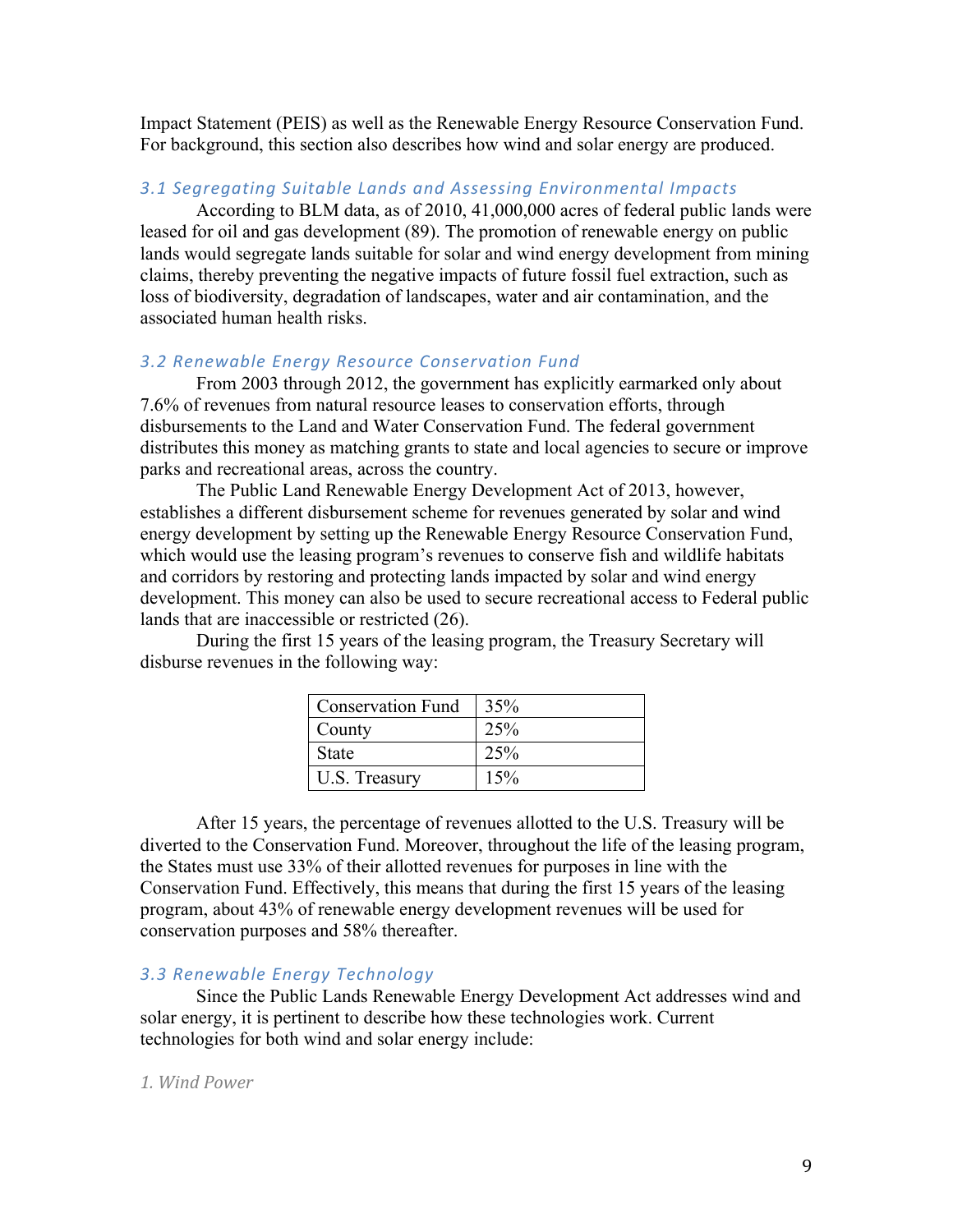Impact Statement (PEIS) as well as the Renewable Energy Resource Conservation Fund. For background, this section also describes how wind and solar energy are produced.

### *3.1 Segregating Suitable Lands and Assessing Environmental Impacts*

According to BLM data, as of 2010, 41,000,000 acres of federal public lands were leased for oil and gas development (89). The promotion of renewable energy on public lands would segregate lands suitable for solar and wind energy development from mining claims, thereby preventing the negative impacts of future fossil fuel extraction, such as loss of biodiversity, degradation of landscapes, water and air contamination, and the associated human health risks.

### *3.2 Renewable Energy Resource Conservation Fund*

From 2003 through 2012, the government has explicitly earmarked only about 7.6% of revenues from natural resource leases to conservation efforts, through disbursements to the Land and Water Conservation Fund. The federal government distributes this money as matching grants to state and local agencies to secure or improve parks and recreational areas, across the country.

The Public Land Renewable Energy Development Act of 2013, however, establishes a different disbursement scheme for revenues generated by solar and wind energy development by setting up the Renewable Energy Resource Conservation Fund, which would use the leasing program's revenues to conserve fish and wildlife habitats and corridors by restoring and protecting lands impacted by solar and wind energy development. This money can also be used to secure recreational access to Federal public lands that are inaccessible or restricted (26).

During the first 15 years of the leasing program, the Treasury Secretary will disburse revenues in the following way:

| Conservation Fund | 35% |
|---|---|
| County | 25% |
| State | 25% |
| U.S. Treasury | 15% |

After 15 years, the percentage of revenues allotted to the U.S. Treasury will be diverted to the Conservation Fund. Moreover, throughout the life of the leasing program, the States must use 33% of their allotted revenues for purposes in line with the Conservation Fund. Effectively, this means that during the first 15 years of the leasing program, about 43% of renewable energy development revenues will be used for conservation purposes and 58% thereafter.

### *3.3 Renewable Energy Technology*

Since the Public Lands Renewable Energy Development Act addresses wind and solar energy, it is pertinent to describe how these technologies work. Current technologies for both wind and solar energy include:

*1. Wind Power*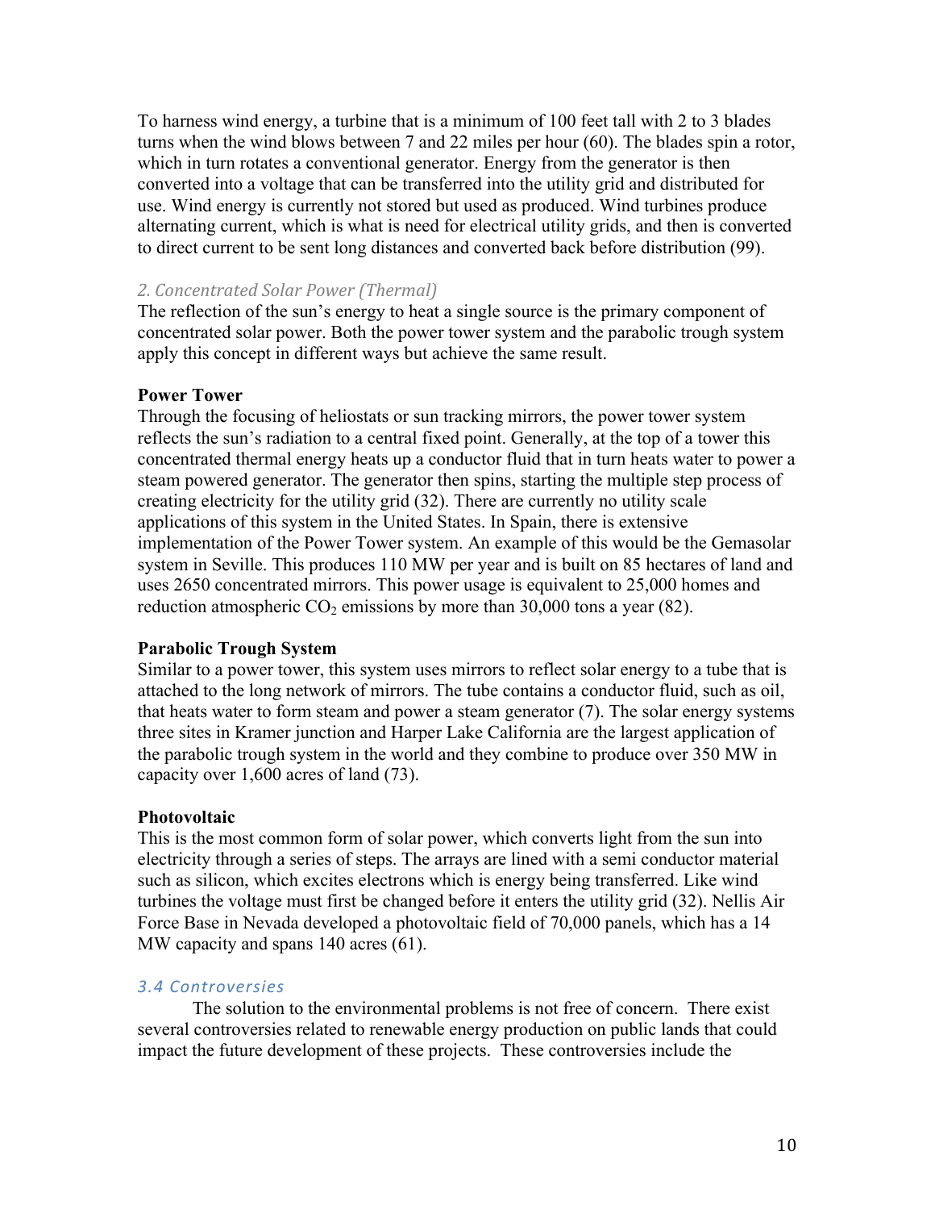To harness wind energy, a turbine that is a minimum of 100 feet tall with 2 to 3 blades turns when the wind blows between 7 and 22 miles per hour (60). The blades spin a rotor, which in turn rotates a conventional generator. Energy from the generator is then converted into a voltage that can be transferred into the utility grid and distributed for use. Wind energy is currently not stored but used as produced. Wind turbines produce alternating current, which is what is need for electrical utility grids, and then is converted to direct current to be sent long distances and converted back before distribution (99).

### *2. Concentrated Solar Power (Thermal)*

The reflection of the sun's energy to heat a single source is the primary component of concentrated solar power. Both the power tower system and the parabolic trough system apply this concept in different ways but achieve the same result.

**Power Tower**

Through the focusing of heliostats or sun tracking mirrors, the power tower system reflects the sun's radiation to a central fixed point. Generally, at the top of a tower this concentrated thermal energy heats up a conductor fluid that in turn heats water to power a steam powered generator. The generator then spins, starting the multiple step process of creating electricity for the utility grid (32). There are currently no utility scale applications of this system in the United States. In Spain, there is extensive implementation of the Power Tower system. An example of this would be the Gemasolar system in Seville. This produces 110 MW per year and is built on 85 hectares of land and uses 2650 concentrated mirrors. This power usage is equivalent to 25,000 homes and reduction atmospheric $CO_2$ emissions by more than 30,000 tons a year (82).

**Parabolic Trough System**

Similar to a power tower, this system uses mirrors to reflect solar energy to a tube that is attached to the long network of mirrors. The tube contains a conductor fluid, such as oil, that heats water to form steam and power a steam generator (7). The solar energy systems three sites in Kramer junction and Harper Lake California are the largest application of the parabolic trough system in the world and they combine to produce over 350 MW in capacity over 1,600 acres of land (73).

**Photovoltaic**

This is the most common form of solar power, which converts light from the sun into electricity through a series of steps. The arrays are lined with a semi conductor material such as silicon, which excites electrons which is energy being transferred. Like wind turbines the voltage must first be changed before it enters the utility grid (32). Nellis Air Force Base in Nevada developed a photovoltaic field of 70,000 panels, which has a 14 MW capacity and spans 140 acres (61).

## *3.4 Controversies*

The solution to the environmental problems is not free of concern. There exist several controversies related to renewable energy production on public lands that could impact the future development of these projects. These controversies include the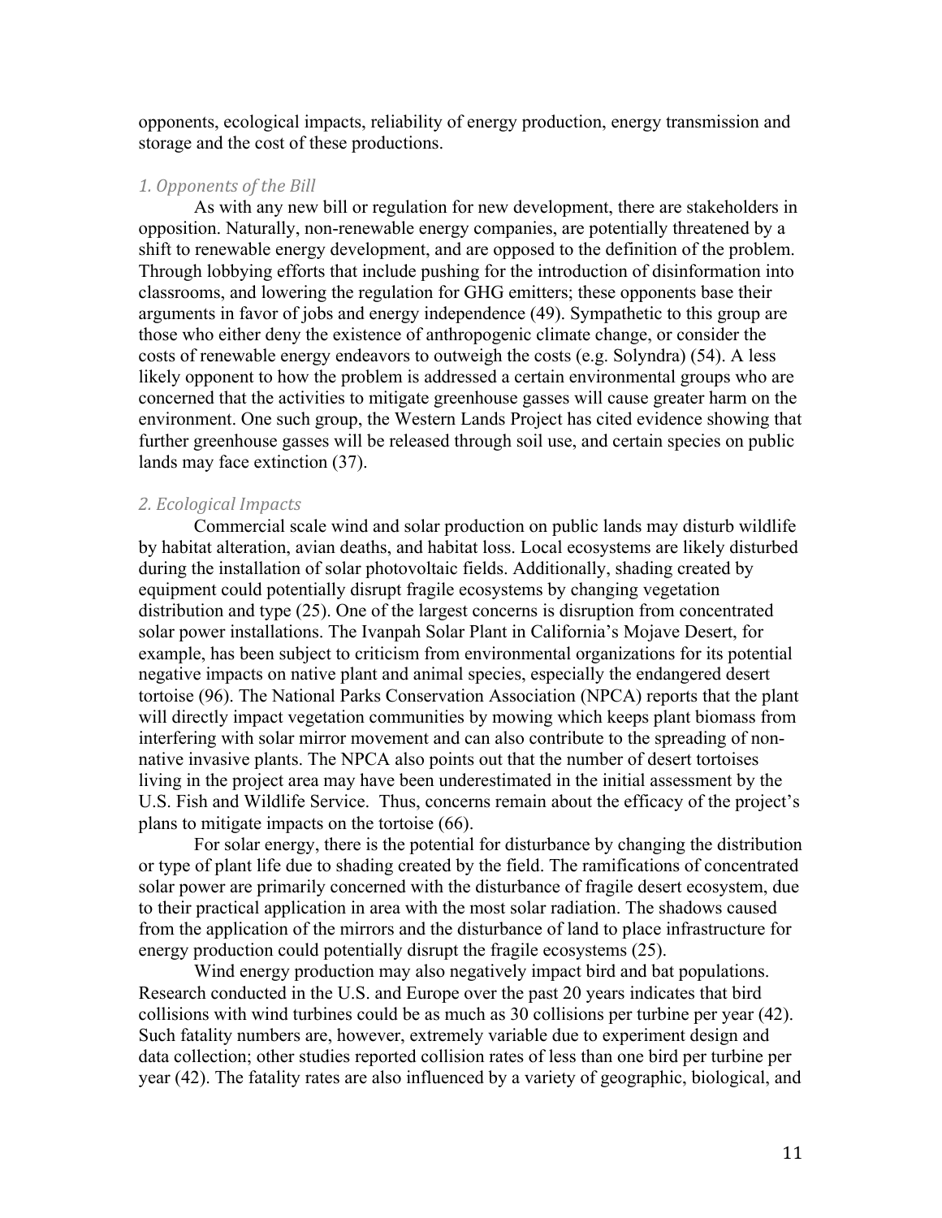opponents, ecological impacts, reliability of energy production, energy transmission and storage and the cost of these productions.

### *1. Opponents of the Bill*

As with any new bill or regulation for new development, there are stakeholders in opposition. Naturally, non-renewable energy companies, are potentially threatened by a shift to renewable energy development, and are opposed to the definition of the problem. Through lobbying efforts that include pushing for the introduction of disinformation into classrooms, and lowering the regulation for GHG emitters; these opponents base their arguments in favor of jobs and energy independence (49). Sympathetic to this group are those who either deny the existence of anthropogenic climate change, or consider the costs of renewable energy endeavors to outweigh the costs (e.g. Solyndra) (54). A less likely opponent to how the problem is addressed a certain environmental groups who are concerned that the activities to mitigate greenhouse gasses will cause greater harm on the environment. One such group, the Western Lands Project has cited evidence showing that further greenhouse gasses will be released through soil use, and certain species on public lands may face extinction (37).

### *2. Ecological Impacts*

Commercial scale wind and solar production on public lands may disturb wildlife by habitat alteration, avian deaths, and habitat loss. Local ecosystems are likely disturbed during the installation of solar photovoltaic fields. Additionally, shading created by equipment could potentially disrupt fragile ecosystems by changing vegetation distribution and type (25). One of the largest concerns is disruption from concentrated solar power installations. The Ivanpah Solar Plant in California's Mojave Desert, for example, has been subject to criticism from environmental organizations for its potential negative impacts on native plant and animal species, especially the endangered desert tortoise (96). The National Parks Conservation Association (NPCA) reports that the plant will directly impact vegetation communities by mowing which keeps plant biomass from interfering with solar mirror movement and can also contribute to the spreading of non-native invasive plants. The NPCA also points out that the number of desert tortoises living in the project area may have been underestimated in the initial assessment by the U.S. Fish and Wildlife Service. Thus, concerns remain about the efficacy of the project's plans to mitigate impacts on the tortoise (66).

For solar energy, there is the potential for disturbance by changing the distribution or type of plant life due to shading created by the field. The ramifications of concentrated solar power are primarily concerned with the disturbance of fragile desert ecosystem, due to their practical application in area with the most solar radiation. The shadows caused from the application of the mirrors and the disturbance of land to place infrastructure for energy production could potentially disrupt the fragile ecosystems (25).

Wind energy production may also negatively impact bird and bat populations. Research conducted in the U.S. and Europe over the past 20 years indicates that bird collisions with wind turbines could be as much as 30 collisions per turbine per year (42). Such fatality numbers are, however, extremely variable due to experiment design and data collection; other studies reported collision rates of less than one bird per turbine per year (42). The fatality rates are also influenced by a variety of geographic, biological, and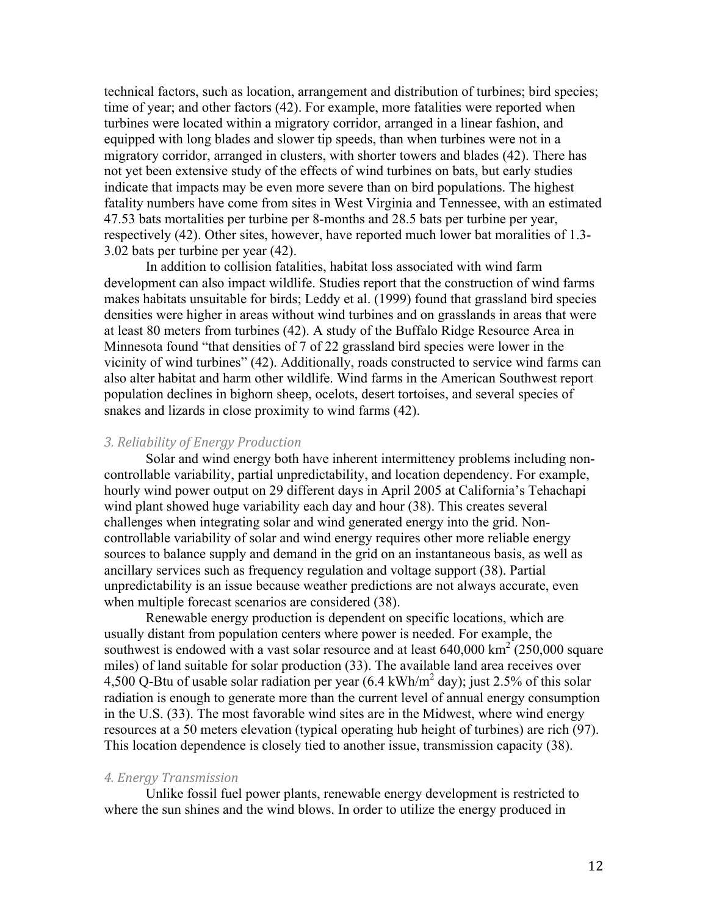technical factors, such as location, arrangement and distribution of turbines; bird species; time of year; and other factors (42). For example, more fatalities were reported when turbines were located within a migratory corridor, arranged in a linear fashion, and equipped with long blades and slower tip speeds, than when turbines were not in a migratory corridor, arranged in clusters, with shorter towers and blades (42). There has not yet been extensive study of the effects of wind turbines on bats, but early studies indicate that impacts may be even more severe than on bird populations. The highest fatality numbers have come from sites in West Virginia and Tennessee, with an estimated 47.53 bats mortalities per turbine per 8-months and 28.5 bats per turbine per year, respectively (42). Other sites, however, have reported much lower bat moralities of 1.3-3.02 bats per turbine per year (42).

In addition to collision fatalities, habitat loss associated with wind farm development can also impact wildlife. Studies report that the construction of wind farms makes habitats unsuitable for birds; Leddy et al. (1999) found that grassland bird species densities were higher in areas without wind turbines and on grasslands in areas that were at least 80 meters from turbines (42). A study of the Buffalo Ridge Resource Area in Minnesota found "that densities of 7 of 22 grassland bird species were lower in the vicinity of wind turbines" (42). Additionally, roads constructed to service wind farms can also alter habitat and harm other wildlife. Wind farms in the American Southwest report population declines in bighorn sheep, ocelots, desert tortoises, and several species of snakes and lizards in close proximity to wind farms (42).

### *3. Reliability of Energy Production*

Solar and wind energy both have inherent intermittency problems including non-controllable variability, partial unpredictability, and location dependency. For example, hourly wind power output on 29 different days in April 2005 at California's Tehachapi wind plant showed huge variability each day and hour (38). This creates several challenges when integrating solar and wind generated energy into the grid. Non-controllable variability of solar and wind energy requires other more reliable energy sources to balance supply and demand in the grid on an instantaneous basis, as well as ancillary services such as frequency regulation and voltage support (38). Partial unpredictability is an issue because weather predictions are not always accurate, even when multiple forecast scenarios are considered (38).

Renewable energy production is dependent on specific locations, which are usually distant from population centers where power is needed. For example, the southwest is endowed with a vast solar resource and at least 640,000 $km^2$ (250,000 square miles) of land suitable for solar production (33). The available land area receives over 4,500 Q-Btu of usable solar radiation per year (6.4 $kWh/m^2$ day); just 2.5% of this solar radiation is enough to generate more than the current level of annual energy consumption in the U.S. (33). The most favorable wind sites are in the Midwest, where wind energy resources at a 50 meters elevation (typical operating hub height of turbines) are rich (97). This location dependence is closely tied to another issue, transmission capacity (38).

### *4. Energy Transmission*

Unlike fossil fuel power plants, renewable energy development is restricted to where the sun shines and the wind blows. In order to utilize the energy produced in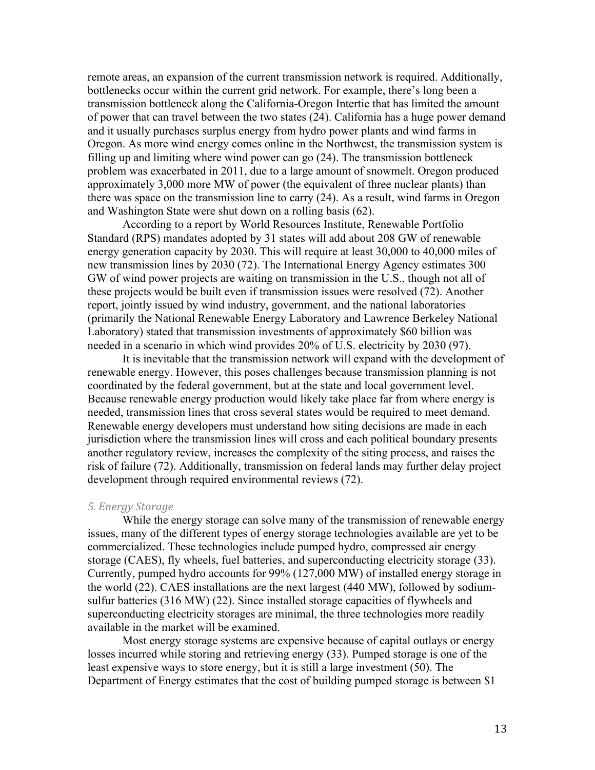remote areas, an expansion of the current transmission network is required. Additionally, bottlenecks occur within the current grid network. For example, there's long been a transmission bottleneck along the California-Oregon Intertie that has limited the amount of power that can travel between the two states (24). California has a huge power demand and it usually purchases surplus energy from hydro power plants and wind farms in Oregon. As more wind energy comes online in the Northwest, the transmission system is filling up and limiting where wind power can go (24). The transmission bottleneck problem was exacerbated in 2011, due to a large amount of snowmelt. Oregon produced approximately 3,000 more MW of power (the equivalent of three nuclear plants) than there was space on the transmission line to carry (24). As a result, wind farms in Oregon and Washington State were shut down on a rolling basis (62).

According to a report by World Resources Institute, Renewable Portfolio Standard (RPS) mandates adopted by 31 states will add about 208 GW of renewable energy generation capacity by 2030. This will require at least 30,000 to 40,000 miles of new transmission lines by 2030 (72). The International Energy Agency estimates 300 GW of wind power projects are waiting on transmission in the U.S., though not all of these projects would be built even if transmission issues were resolved (72). Another report, jointly issued by wind industry, government, and the national laboratories (primarily the National Renewable Energy Laboratory and Lawrence Berkeley National Laboratory) stated that transmission investments of approximately $60 billion was needed in a scenario in which wind provides 20% of U.S. electricity by 2030 (97).

It is inevitable that the transmission network will expand with the development of renewable energy. However, this poses challenges because transmission planning is not coordinated by the federal government, but at the state and local government level. Because renewable energy production would likely take place far from where energy is needed, transmission lines that cross several states would be required to meet demand. Renewable energy developers must understand how siting decisions are made in each jurisdiction where the transmission lines will cross and each political boundary presents another regulatory review, increases the complexity of the siting process, and raises the risk of failure (72). Additionally, transmission on federal lands may further delay project development through required environmental reviews (72).

### *5. Energy Storage*

While the energy storage can solve many of the transmission of renewable energy issues, many of the different types of energy storage technologies available are yet to be commercialized. These technologies include pumped hydro, compressed air energy storage (CAES), fly wheels, fuel batteries, and superconducting electricity storage (33). Currently, pumped hydro accounts for 99% (127,000 MW) of installed energy storage in the world (22). CAES installations are the next largest (440 MW), followed by sodium-sulfur batteries (316 MW) (22). Since installed storage capacities of flywheels and superconducting electricity storages are minimal, the three technologies more readily available in the market will be examined.

Most energy storage systems are expensive because of capital outlays or energy losses incurred while storing and retrieving energy (33). Pumped storage is one of the least expensive ways to store energy, but it is still a large investment (50). The Department of Energy estimates that the cost of building pumped storage is between $1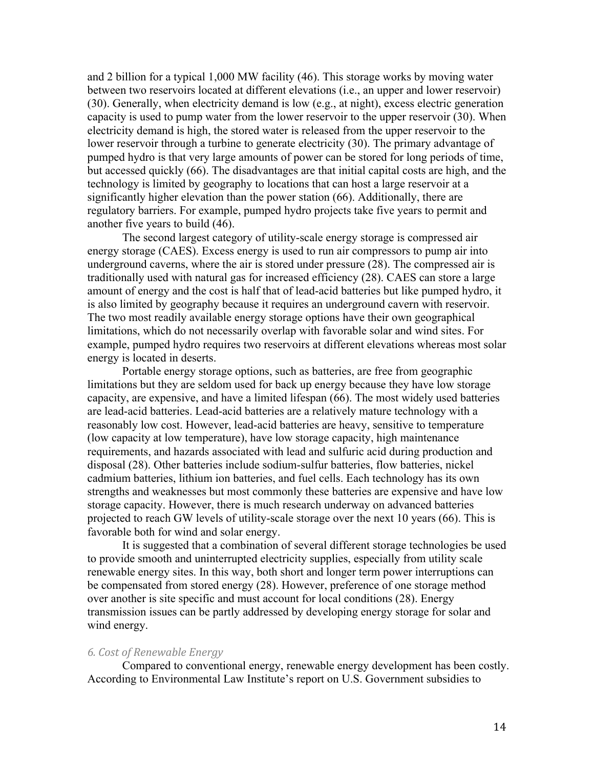and 2 billion for a typical 1,000 MW facility (46). This storage works by moving water between two reservoirs located at different elevations (i.e., an upper and lower reservoir) (30). Generally, when electricity demand is low (e.g., at night), excess electric generation capacity is used to pump water from the lower reservoir to the upper reservoir (30). When electricity demand is high, the stored water is released from the upper reservoir to the lower reservoir through a turbine to generate electricity (30). The primary advantage of pumped hydro is that very large amounts of power can be stored for long periods of time, but accessed quickly (66). The disadvantages are that initial capital costs are high, and the technology is limited by geography to locations that can host a large reservoir at a significantly higher elevation than the power station (66). Additionally, there are regulatory barriers. For example, pumped hydro projects take five years to permit and another five years to build (46).

The second largest category of utility-scale energy storage is compressed air energy storage (CAES). Excess energy is used to run air compressors to pump air into underground caverns, where the air is stored under pressure (28). The compressed air is traditionally used with natural gas for increased efficiency (28). CAES can store a large amount of energy and the cost is half that of lead-acid batteries but like pumped hydro, it is also limited by geography because it requires an underground cavern with reservoir. The two most readily available energy storage options have their own geographical limitations, which do not necessarily overlap with favorable solar and wind sites. For example, pumped hydro requires two reservoirs at different elevations whereas most solar energy is located in deserts.

Portable energy storage options, such as batteries, are free from geographic limitations but they are seldom used for back up energy because they have low storage capacity, are expensive, and have a limited lifespan (66). The most widely used batteries are lead-acid batteries. Lead-acid batteries are a relatively mature technology with a reasonably low cost. However, lead-acid batteries are heavy, sensitive to temperature (low capacity at low temperature), have low storage capacity, high maintenance requirements, and hazards associated with lead and sulfuric acid during production and disposal (28). Other batteries include sodium-sulfur batteries, flow batteries, nickel cadmium batteries, lithium ion batteries, and fuel cells. Each technology has its own strengths and weaknesses but most commonly these batteries are expensive and have low storage capacity. However, there is much research underway on advanced batteries projected to reach GW levels of utility-scale storage over the next 10 years (66). This is favorable both for wind and solar energy.

It is suggested that a combination of several different storage technologies be used to provide smooth and uninterrupted electricity supplies, especially from utility scale renewable energy sites. In this way, both short and longer term power interruptions can be compensated from stored energy (28). However, preference of one storage method over another is site specific and must account for local conditions (28). Energy transmission issues can be partly addressed by developing energy storage for solar and wind energy.

### *6. Cost of Renewable Energy*

Compared to conventional energy, renewable energy development has been costly. According to Environmental Law Institute's report on U.S. Government subsidies to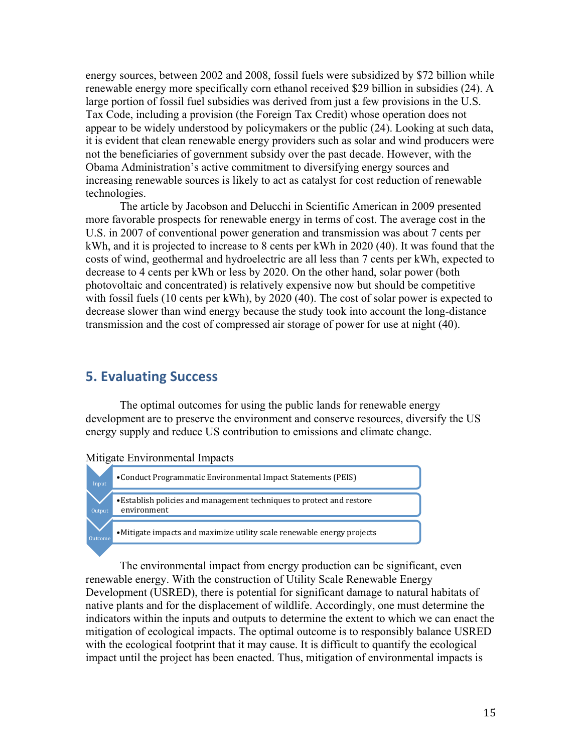energy sources, between 2002 and 2008, fossil fuels were subsidized by $72 billion while renewable energy more specifically corn ethanol received $29 billion in subsidies (24). A large portion of fossil fuel subsidies was derived from just a few provisions in the U.S. Tax Code, including a provision (the Foreign Tax Credit) whose operation does not appear to be widely understood by policymakers or the public (24). Looking at such data, it is evident that clean renewable energy providers such as solar and wind producers were not the beneficiaries of government subsidy over the past decade. However, with the Obama Administration's active commitment to diversifying energy sources and increasing renewable sources is likely to act as catalyst for cost reduction of renewable technologies.

The article by Jacobson and Delucchi in Scientific American in 2009 presented more favorable prospects for renewable energy in terms of cost. The average cost in the U.S. in 2007 of conventional power generation and transmission was about 7 cents per kWh, and it is projected to increase to 8 cents per kWh in 2020 (40). It was found that the costs of wind, geothermal and hydroelectric are all less than 7 cents per kWh, expected to decrease to 4 cents per kWh or less by 2020. On the other hand, solar power (both photovoltaic and concentrated) is relatively expensive now but should be competitive with fossil fuels (10 cents per kWh), by 2020 (40). The cost of solar power is expected to decrease slower than wind energy because the study took into account the long-distance transmission and the cost of compressed air storage of power for use at night (40).

## 5. Evaluating Success

The optimal outcomes for using the public lands for renewable energy development are to preserve the environment and conserve resources, diversify the US energy supply and reduce US contribution to emissions and climate change.

Mitigate Environmental Impacts

- Input: Conduct Programmatic Environmental Impact Statements (PEIS)
- Output: Establish policies and management techniques to protect and restore environment
- Outcome: Mitigate impacts and maximize utility scale renewable energy projects

The environmental impact from energy production can be significant, even renewable energy. With the construction of Utility Scale Renewable Energy Development (USRED), there is potential for significant damage to natural habitats of native plants and for the displacement of wildlife. Accordingly, one must determine the indicators within the inputs and outputs to determine the extent to which we can enact the mitigation of ecological impacts. The optimal outcome is to responsibly balance USRED with the ecological footprint that it may cause. It is difficult to quantify the ecological impact until the project has been enacted. Thus, mitigation of environmental impacts is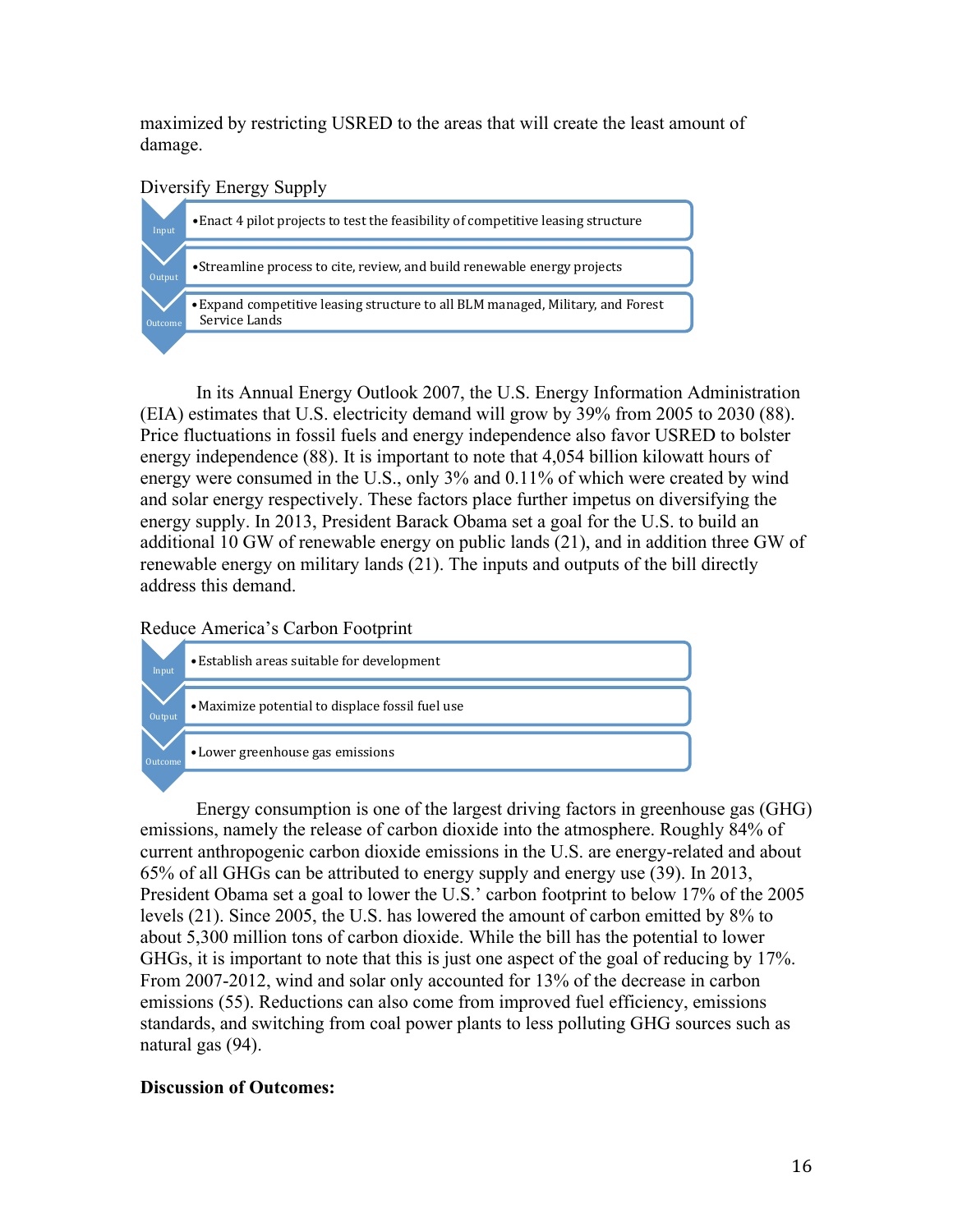maximized by restricting USRED to the areas that will create the least amount of damage.

Diversify Energy Supply

- Input
  - Enact 4 pilot projects to test the feasibility of competitive leasing structure
- Output
  - Streamline process to cite, review, and build renewable energy projects
- Outcome
  - Expand competitive leasing structure to all BLM managed, Military, and Forest Service Lands

In its Annual Energy Outlook 2007, the U.S. Energy Information Administration (EIA) estimates that U.S. electricity demand will grow by 39% from 2005 to 2030 (88). Price fluctuations in fossil fuels and energy independence also favor USRED to bolster energy independence (88). It is important to note that 4,054 billion kilowatt hours of energy were consumed in the U.S., only 3% and 0.11% of which were created by wind and solar energy respectively. These factors place further impetus on diversifying the energy supply. In 2013, President Barack Obama set a goal for the U.S. to build an additional 10 GW of renewable energy on public lands (21), and in addition three GW of renewable energy on military lands (21). The inputs and outputs of the bill directly address this demand.

Reduce America's Carbon Footprint

- Input
  - Establish areas suitable for development
- Output
  - Maximize potential to displace fossil fuel use
- Outcome
  - Lower greenhouse gas emissions

Energy consumption is one of the largest driving factors in greenhouse gas (GHG) emissions, namely the release of carbon dioxide into the atmosphere. Roughly 84% of current anthropogenic carbon dioxide emissions in the U.S. are energy-related and about 65% of all GHGs can be attributed to energy supply and energy use (39). In 2013, President Obama set a goal to lower the U.S.' carbon footprint to below 17% of the 2005 levels (21). Since 2005, the U.S. has lowered the amount of carbon emitted by 8% to about 5,300 million tons of carbon dioxide. While the bill has the potential to lower GHGs, it is important to note that this is just one aspect of the goal of reducing by 17%. From 2007-2012, wind and solar only accounted for 13% of the decrease in carbon emissions (55). Reductions can also come from improved fuel efficiency, emissions standards, and switching from coal power plants to less polluting GHG sources such as natural gas (94).

**Discussion of Outcomes:**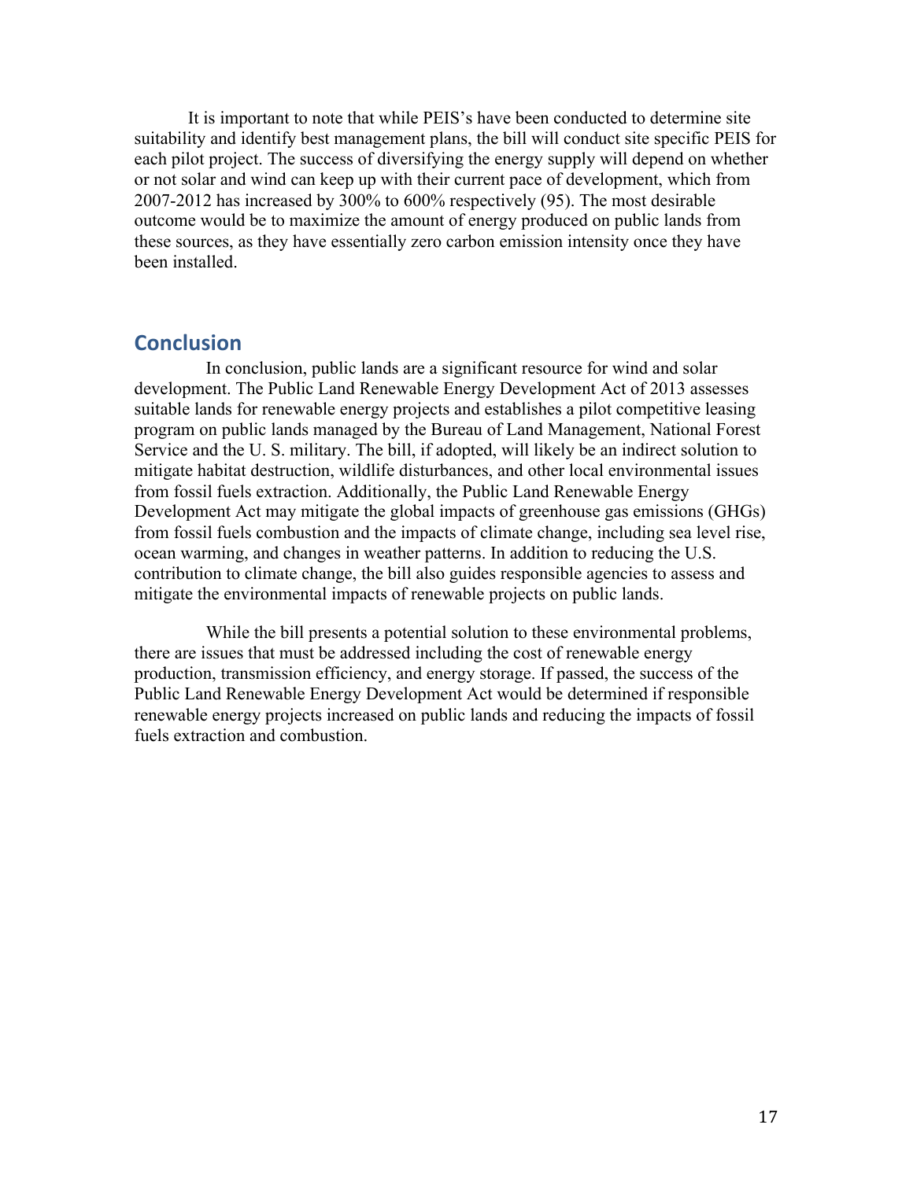It is important to note that while PEIS's have been conducted to determine site suitability and identify best management plans, the bill will conduct site specific PEIS for each pilot project. The success of diversifying the energy supply will depend on whether or not solar and wind can keep up with their current pace of development, which from 2007-2012 has increased by 300% to 600% respectively (95). The most desirable outcome would be to maximize the amount of energy produced on public lands from these sources, as they have essentially zero carbon emission intensity once they have been installed.

## Conclusion

In conclusion, public lands are a significant resource for wind and solar development. The Public Land Renewable Energy Development Act of 2013 assesses suitable lands for renewable energy projects and establishes a pilot competitive leasing program on public lands managed by the Bureau of Land Management, National Forest Service and the U. S. military. The bill, if adopted, will likely be an indirect solution to mitigate habitat destruction, wildlife disturbances, and other local environmental issues from fossil fuels extraction. Additionally, the Public Land Renewable Energy Development Act may mitigate the global impacts of greenhouse gas emissions (GHGs) from fossil fuels combustion and the impacts of climate change, including sea level rise, ocean warming, and changes in weather patterns. In addition to reducing the U.S. contribution to climate change, the bill also guides responsible agencies to assess and mitigate the environmental impacts of renewable projects on public lands.

While the bill presents a potential solution to these environmental problems, there are issues that must be addressed including the cost of renewable energy production, transmission efficiency, and energy storage. If passed, the success of the Public Land Renewable Energy Development Act would be determined if responsible renewable energy projects increased on public lands and reducing the impacts of fossil fuels extraction and combustion.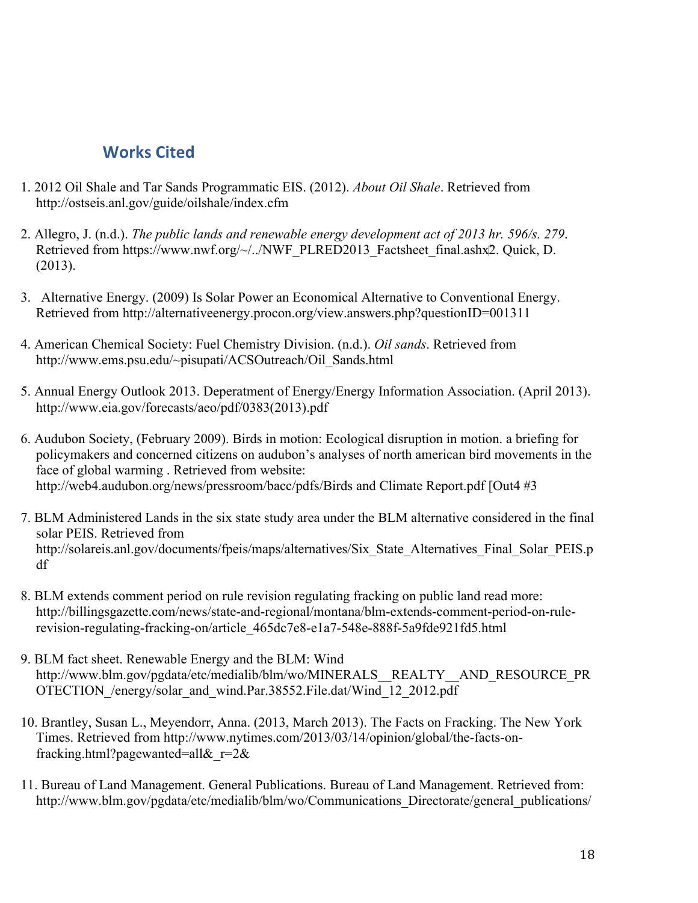## Works Cited

1. 2012 Oil Shale and Tar Sands Programmatic EIS. (2012). *About Oil Shale*. Retrieved from http://ostseis.anl.gov/guide/oilshale/index.cfm

2. Allegro, J. (n.d.). *The public lands and renewable energy development act of 2013 hr. 596/s. 279*. Retrieved from https://www.nwf.org/~/../NWF_PLRED2013_Factsheet_final.ashx2. Quick, D. (2013).

3. Alternative Energy. (2009) Is Solar Power an Economical Alternative to Conventional Energy. Retrieved from http://alternativeenergy.procon.org/view.answers.php?questionID=001311

4. American Chemical Society: Fuel Chemistry Division. (n.d.). *Oil sands*. Retrieved from http://www.ems.psu.edu/~pisupati/ACSOutreach/Oil_Sands.html

5. Annual Energy Outlook 2013. Deperatment of Energy/Energy Information Association. (April 2013). http://www.eia.gov/forecasts/aeo/pdf/0383(2013).pdf

6. Audubon Society, (February 2009). Birds in motion: Ecological disruption in motion. a briefing for policymakers and concerned citizens on audubon's analyses of north american bird movements in the face of global warming . Retrieved from website: http://web4.audubon.org/news/pressroom/bacc/pdfs/Birds and Climate Report.pdf [Out4 #3

7. BLM Administered Lands in the six state study area under the BLM alternative considered in the final solar PEIS. Retrieved from http://solareis.anl.gov/documents/fpeis/maps/alternatives/Six_State_Alternatives_Final_Solar_PEIS.pdf

8. BLM extends comment period on rule revision regulating fracking on public land read more: http://billingsgazette.com/news/state-and-regional/montana/blm-extends-comment-period-on-rule-revision-regulating-fracking-on/article_465dc7e8-e1a7-548e-888f-5a9fde921fd5.html

9. BLM fact sheet. Renewable Energy and the BLM: Wind http://www.blm.gov/pgdata/etc/medialib/blm/wo/MINERALS__REALTY__AND_RESOURCE_PROTECTION_/energy/solar_and_wind.Par.38552.File.dat/Wind_12_2012.pdf

10. Brantley, Susan L., Meyendorr, Anna. (2013, March 2013). The Facts on Fracking. The New York Times. Retrieved from http://www.nytimes.com/2013/03/14/opinion/global/the-facts-on-fracking.html?pagewanted=all&_r=2&

11. Bureau of Land Management. General Publications. Bureau of Land Management. Retrieved from: http://www.blm.gov/pgdata/etc/medialib/blm/wo/Communications_Directorate/general_publications/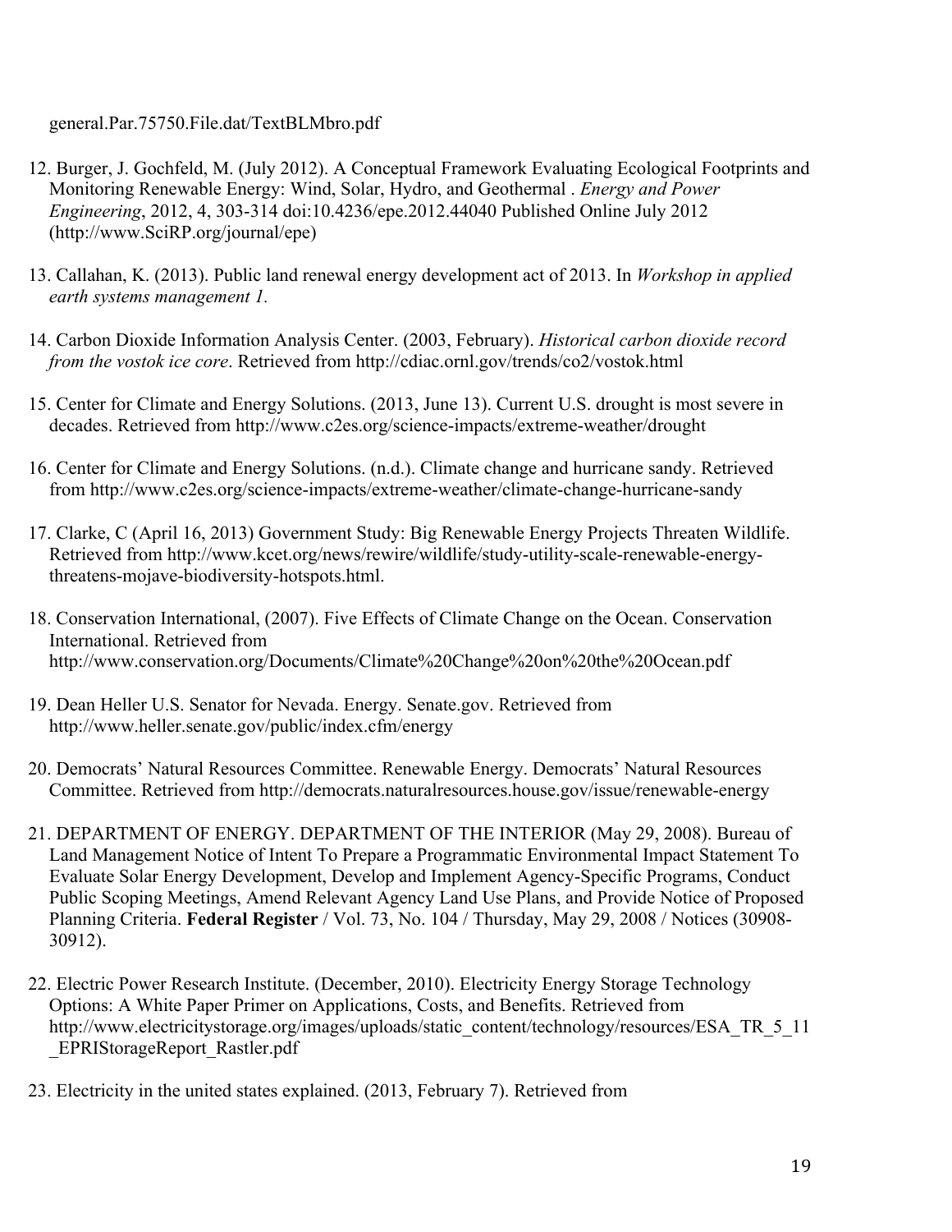general.Par.75750.File.dat/TextBLMbro.pdf

12. Burger, J. Gochfeld, M. (July 2012). A Conceptual Framework Evaluating Ecological Footprints and Monitoring Renewable Energy: Wind, Solar, Hydro, and Geothermal . *Energy and Power Engineering*, 2012, 4, 303-314 doi:10.4236/epe.2012.44040 Published Online July 2012 (http://www.SciRP.org/journal/epe)

13. Callahan, K. (2013). Public land renewal energy development act of 2013. In *Workshop in applied earth systems management 1.*

14. Carbon Dioxide Information Analysis Center. (2003, February). *Historical carbon dioxide record from the vostok ice core*. Retrieved from http://cdiac.ornl.gov/trends/co2/vostok.html

15. Center for Climate and Energy Solutions. (2013, June 13). Current U.S. drought is most severe in decades. Retrieved from http://www.c2es.org/science-impacts/extreme-weather/drought

16. Center for Climate and Energy Solutions. (n.d.). Climate change and hurricane sandy. Retrieved from http://www.c2es.org/science-impacts/extreme-weather/climate-change-hurricane-sandy

17. Clarke, C (April 16, 2013) Government Study: Big Renewable Energy Projects Threaten Wildlife. Retrieved from http://www.kcet.org/news/rewire/wildlife/study-utility-scale-renewable-energy-threatens-mojave-biodiversity-hotspots.html.

18. Conservation International, (2007). Five Effects of Climate Change on the Ocean. Conservation International. Retrieved from http://www.conservation.org/Documents/Climate%20Change%20on%20the%20Ocean.pdf

19. Dean Heller U.S. Senator for Nevada. Energy. Senate.gov. Retrieved from http://www.heller.senate.gov/public/index.cfm/energy

20. Democrats' Natural Resources Committee. Renewable Energy. Democrats' Natural Resources Committee. Retrieved from http://democrats.naturalresources.house.gov/issue/renewable-energy

21. DEPARTMENT OF ENERGY. DEPARTMENT OF THE INTERIOR (May 29, 2008). Bureau of Land Management Notice of Intent To Prepare a Programmatic Environmental Impact Statement To Evaluate Solar Energy Development, Develop and Implement Agency-Specific Programs, Conduct Public Scoping Meetings, Amend Relevant Agency Land Use Plans, and Provide Notice of Proposed Planning Criteria. **Federal Register** / Vol. 73, No. 104 / Thursday, May 29, 2008 / Notices (30908-30912).

22. Electric Power Research Institute. (December, 2010). Electricity Energy Storage Technology Options: A White Paper Primer on Applications, Costs, and Benefits. Retrieved from http://www.electricitystorage.org/images/uploads/static_content/technology/resources/ESA_TR_5_11_EPRIStorageReport_Rastler.pdf

23. Electricity in the united states explained. (2013, February 7). Retrieved from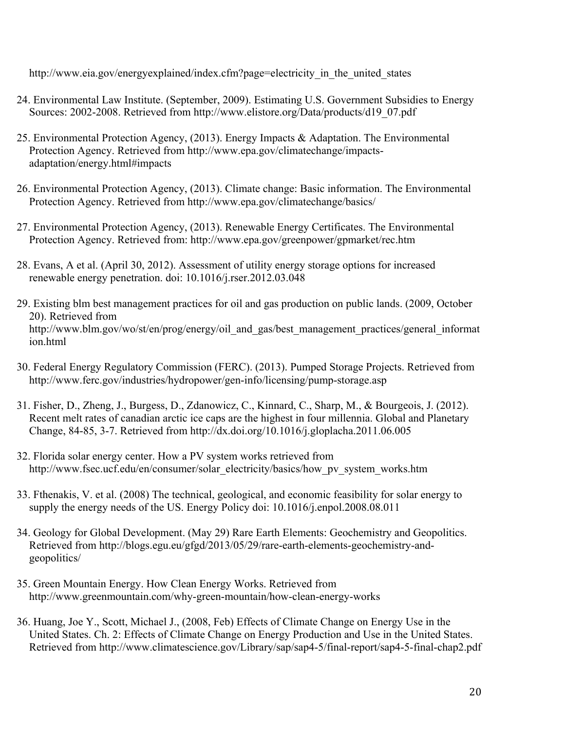http://www.eia.gov/energyexplained/index.cfm?page=electricity_in_the_united_states

24. Environmental Law Institute. (September, 2009). Estimating U.S. Government Subsidies to Energy Sources: 2002-2008. Retrieved from http://www.elistore.org/Data/products/d19_07.pdf

25. Environmental Protection Agency, (2013). Energy Impacts & Adaptation. The Environmental Protection Agency. Retrieved from http://www.epa.gov/climatechange/impacts-adaptation/energy.html#impacts

26. Environmental Protection Agency, (2013). Climate change: Basic information. The Environmental Protection Agency. Retrieved from http://www.epa.gov/climatechange/basics/

27. Environmental Protection Agency, (2013). Renewable Energy Certificates. The Environmental Protection Agency. Retrieved from: http://www.epa.gov/greenpower/gpmarket/rec.htm

28. Evans, A et al. (April 30, 2012). Assessment of utility energy storage options for increased renewable energy penetration. doi: 10.1016/j.rser.2012.03.048

29. Existing blm best management practices for oil and gas production on public lands. (2009, October 20). Retrieved from http://www.blm.gov/wo/st/en/prog/energy/oil_and_gas/best_management_practices/general_information.html

30. Federal Energy Regulatory Commission (FERC). (2013). Pumped Storage Projects. Retrieved from http://www.ferc.gov/industries/hydropower/gen-info/licensing/pump-storage.asp

31. Fisher, D., Zheng, J., Burgess, D., Zdanowicz, C., Kinnard, C., Sharp, M., & Bourgeois, J. (2012). Recent melt rates of canadian arctic ice caps are the highest in four millennia. Global and Planetary Change, 84-85, 3-7. Retrieved from http://dx.doi.org/10.1016/j.gloplacha.2011.06.005

32. Florida solar energy center. How a PV system works retrieved from http://www.fsec.ucf.edu/en/consumer/solar_electricity/basics/how_pv_system_works.htm

33. Fthenakis, V. et al. (2008) The technical, geological, and economic feasibility for solar energy to supply the energy needs of the US. Energy Policy doi: 10.1016/j.enpol.2008.08.011

34. Geology for Global Development. (May 29) Rare Earth Elements: Geochemistry and Geopolitics. Retrieved from http://blogs.egu.eu/gfgd/2013/05/29/rare-earth-elements-geochemistry-and-geopolitics/

35. Green Mountain Energy. How Clean Energy Works. Retrieved from http://www.greenmountain.com/why-green-mountain/how-clean-energy-works

36. Huang, Joe Y., Scott, Michael J., (2008, Feb) Effects of Climate Change on Energy Use in the United States. Ch. 2: Effects of Climate Change on Energy Production and Use in the United States. Retrieved from http://www.climatescience.gov/Library/sap/sap4-5/final-report/sap4-5-final-chap2.pdf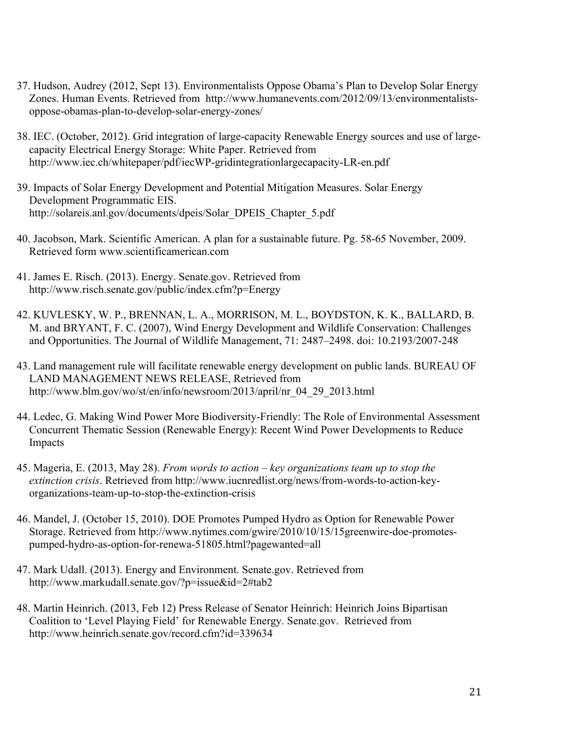37. Hudson, Audrey (2012, Sept 13). Environmentalists Oppose Obama's Plan to Develop Solar Energy Zones. Human Events. Retrieved from http://www.humanevents.com/2012/09/13/environmentalists-oppose-obamas-plan-to-develop-solar-energy-zones/

38. IEC. (October, 2012). Grid integration of large-capacity Renewable Energy sources and use of large-capacity Electrical Energy Storage: White Paper. Retrieved from http://www.iec.ch/whitepaper/pdf/iecWP-gridintegrationlargecapacity-LR-en.pdf

39. Impacts of Solar Energy Development and Potential Mitigation Measures. Solar Energy Development Programmatic EIS. http://solareis.anl.gov/documents/dpeis/Solar_DPEIS_Chapter_5.pdf

40. Jacobson, Mark. Scientific American. A plan for a sustainable future. Pg. 58-65 November, 2009. Retrieved form www.scientificamerican.com

41. James E. Risch. (2013). Energy. Senate.gov. Retrieved from http://www.risch.senate.gov/public/index.cfm?p=Energy

42. KUVLESKY, W. P., BRENNAN, L. A., MORRISON, M. L., BOYDSTON, K. K., BALLARD, B. M. and BRYANT, F. C. (2007), Wind Energy Development and Wildlife Conservation: Challenges and Opportunities. The Journal of Wildlife Management, 71: 2487–2498. doi: 10.2193/2007-248

43. Land management rule will facilitate renewable energy development on public lands. BUREAU OF LAND MANAGEMENT NEWS RELEASE, Retrieved from http://www.blm.gov/wo/st/en/info/newsroom/2013/april/nr_04_29_2013.html

44. Ledec, G. Making Wind Power More Biodiversity-Friendly: The Role of Environmental Assessment Concurrent Thematic Session (Renewable Energy): Recent Wind Power Developments to Reduce Impacts

45. Mageria, E. (2013, May 28). *From words to action – key organizations team up to stop the extinction crisis*. Retrieved from http://www.iucnredlist.org/news/from-words-to-action-key-organizations-team-up-to-stop-the-extinction-crisis

46. Mandel, J. (October 15, 2010). DOE Promotes Pumped Hydro as Option for Renewable Power Storage. Retrieved from http://www.nytimes.com/gwire/2010/10/15/15greenwire-doe-promotes-pumped-hydro-as-option-for-renewa-51805.html?pagewanted=all

47. Mark Udall. (2013). Energy and Environment. Senate.gov. Retrieved from http://www.markudall.senate.gov/?p=issue&id=2#tab2

48. Martin Heinrich. (2013, Feb 12) Press Release of Senator Heinrich: Heinrich Joins Bipartisan Coalition to 'Level Playing Field' for Renewable Energy. Senate.gov. Retrieved from http://www.heinrich.senate.gov/record.cfm?id=339634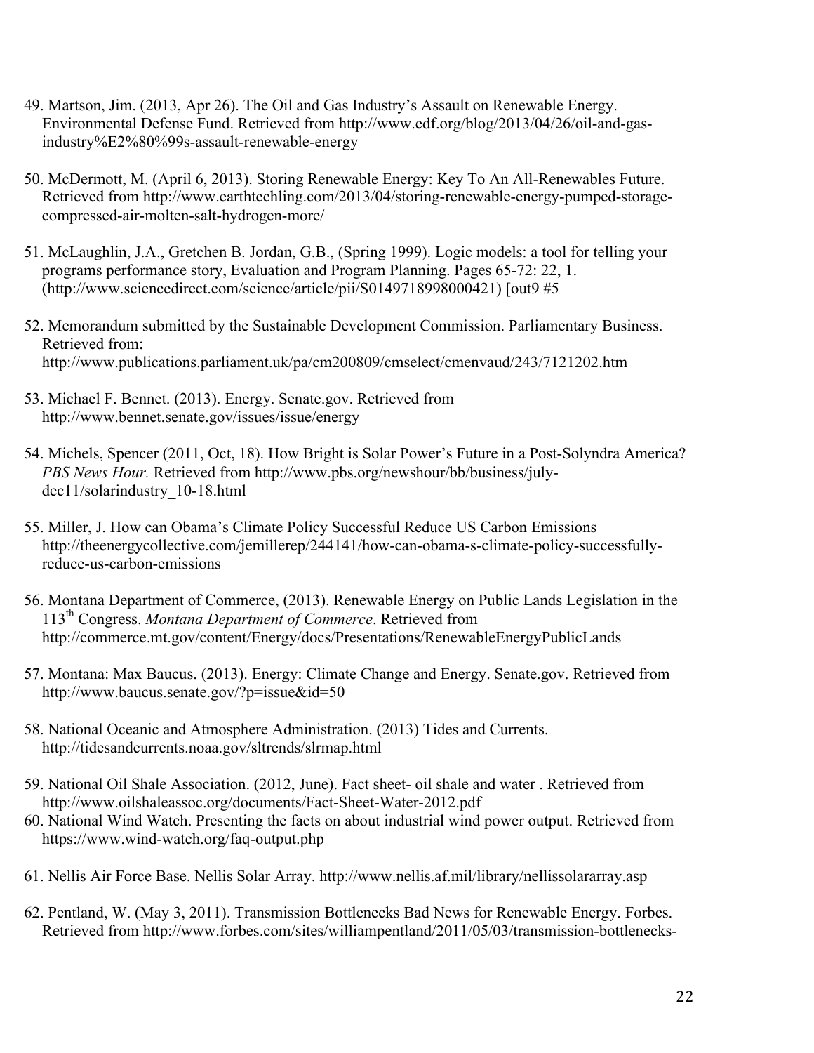49. Martson, Jim. (2013, Apr 26). The Oil and Gas Industry's Assault on Renewable Energy. Environmental Defense Fund. Retrieved from http://www.edf.org/blog/2013/04/26/oil-and-gas-industry%E2%80%99s-assault-renewable-energy

50. McDermott, M. (April 6, 2013). Storing Renewable Energy: Key To An All-Renewables Future. Retrieved from http://www.earthtechling.com/2013/04/storing-renewable-energy-pumped-storage-compressed-air-molten-salt-hydrogen-more/

51. McLaughlin, J.A., Gretchen B. Jordan, G.B., (Spring 1999). Logic models: a tool for telling your programs performance story, Evaluation and Program Planning. Pages 65-72: 22, 1. (http://www.sciencedirect.com/science/article/pii/S0149718998000421) [out9 #5

52. Memorandum submitted by the Sustainable Development Commission. Parliamentary Business. Retrieved from: http://www.publications.parliament.uk/pa/cm200809/cmselect/cmenvaud/243/7121202.htm

53. Michael F. Bennet. (2013). Energy. Senate.gov. Retrieved from http://www.bennet.senate.gov/issues/issue/energy

54. Michels, Spencer (2011, Oct, 18). How Bright is Solar Power's Future in a Post-Solyndra America? *PBS News Hour.* Retrieved from http://www.pbs.org/newshour/bb/business/july-dec11/solarindustry_10-18.html

55. Miller, J. How can Obama's Climate Policy Successful Reduce US Carbon Emissions http://theenergycollective.com/jemillerep/244141/how-can-obama-s-climate-policy-successfully-reduce-us-carbon-emissions

56. Montana Department of Commerce, (2013). Renewable Energy on Public Lands Legislation in the 113th Congress. *Montana Department of Commerce*. Retrieved from http://commerce.mt.gov/content/Energy/docs/Presentations/RenewableEnergyPublicLands

57. Montana: Max Baucus. (2013). Energy: Climate Change and Energy. Senate.gov. Retrieved from http://www.baucus.senate.gov/?p=issue&id=50

58. National Oceanic and Atmosphere Administration. (2013) Tides and Currents. http://tidesandcurrents.noaa.gov/sltrends/slrmap.html

59. National Oil Shale Association. (2012, June). Fact sheet- oil shale and water . Retrieved from http://www.oilshaleassoc.org/documents/Fact-Sheet-Water-2012.pdf

60. National Wind Watch. Presenting the facts on about industrial wind power output. Retrieved from https://www.wind-watch.org/faq-output.php

61. Nellis Air Force Base. Nellis Solar Array. http://www.nellis.af.mil/library/nellissolararray.asp

62. Pentland, W. (May 3, 2011). Transmission Bottlenecks Bad News for Renewable Energy. Forbes. Retrieved from http://www.forbes.com/sites/williampentland/2011/05/03/transmission-bottlenecks-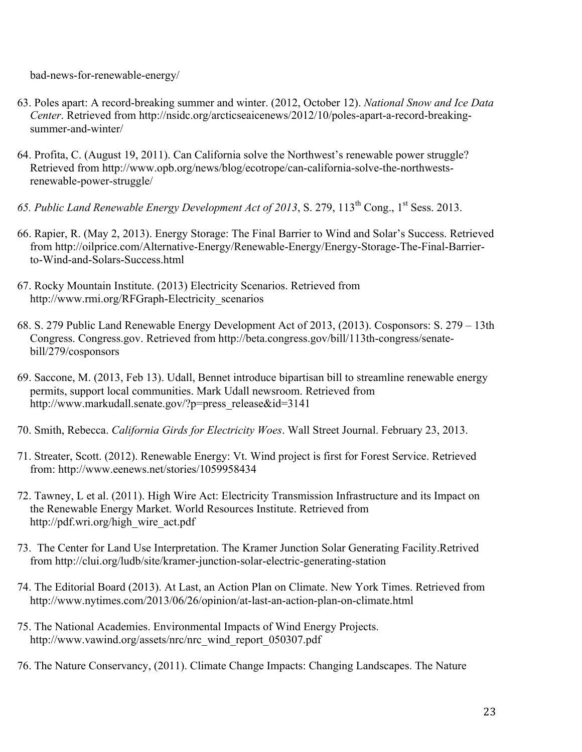bad-news-for-renewable-energy/

63. Poles apart: A record-breaking summer and winter. (2012, October 12). *National Snow and Ice Data Center*. Retrieved from http://nsidc.org/arcticseaicenews/2012/10/poles-apart-a-record-breaking-summer-and-winter/

64. Profita, C. (August 19, 2011). Can California solve the Northwest's renewable power struggle? Retrieved from http://www.opb.org/news/blog/ecotrope/can-california-solve-the-northwests-renewable-power-struggle/

65. *Public Land Renewable Energy Development Act of 2013*, S. 279, 113th Cong., 1st Sess. 2013.

66. Rapier, R. (May 2, 2013). Energy Storage: The Final Barrier to Wind and Solar's Success. Retrieved from http://oilprice.com/Alternative-Energy/Renewable-Energy/Energy-Storage-The-Final-Barrier-to-Wind-and-Solars-Success.html

67. Rocky Mountain Institute. (2013) Electricity Scenarios. Retrieved from http://www.rmi.org/RFGraph-Electricity_scenarios

68. S. 279 Public Land Renewable Energy Development Act of 2013, (2013). Cosponsors: S. 279 – 13th Congress. Congress.gov. Retrieved from http://beta.congress.gov/bill/113th-congress/senate-bill/279/cosponsors

69. Saccone, M. (2013, Feb 13). Udall, Bennet introduce bipartisan bill to streamline renewable energy permits, support local communities. Mark Udall newsroom. Retrieved from http://www.markudall.senate.gov/?p=press_release&id=3141

70. Smith, Rebecca. *California Girds for Electricity Woes*. Wall Street Journal. February 23, 2013.

71. Streater, Scott. (2012). Renewable Energy: Vt. Wind project is first for Forest Service. Retrieved from: http://www.eenews.net/stories/1059958434

72. Tawney, L et al. (2011). High Wire Act: Electricity Transmission Infrastructure and its Impact on the Renewable Energy Market. World Resources Institute. Retrieved from http://pdf.wri.org/high_wire_act.pdf

73. The Center for Land Use Interpretation. The Kramer Junction Solar Generating Facility.Retrived from http://clui.org/ludb/site/kramer-junction-solar-electric-generating-station

74. The Editorial Board (2013). At Last, an Action Plan on Climate. New York Times. Retrieved from http://www.nytimes.com/2013/06/26/opinion/at-last-an-action-plan-on-climate.html

75. The National Academies. Environmental Impacts of Wind Energy Projects. http://www.vawind.org/assets/nrc/nrc_wind_report_050307.pdf

76. The Nature Conservancy, (2011). Climate Change Impacts: Changing Landscapes. The Nature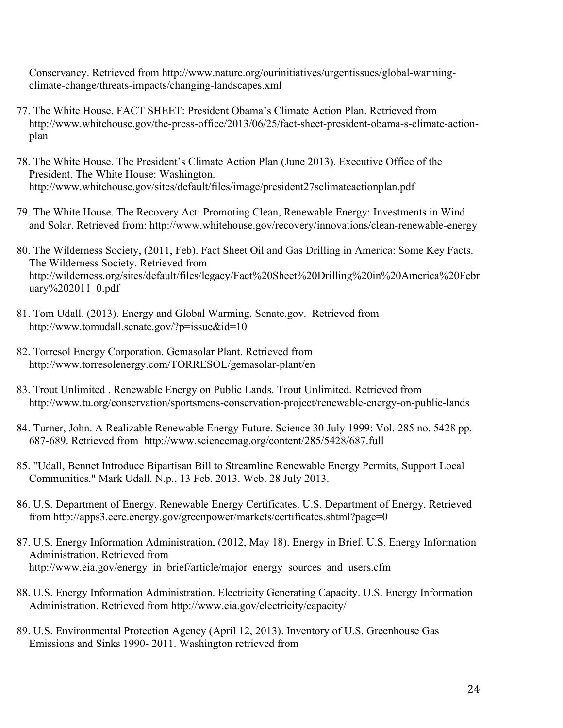Conservancy. Retrieved from http://www.nature.org/ourinitiatives/urgentissues/global-warming-climate-change/threats-impacts/changing-landscapes.xml

77. The White House. FACT SHEET: President Obama's Climate Action Plan. Retrieved from http://www.whitehouse.gov/the-press-office/2013/06/25/fact-sheet-president-obama-s-climate-action-plan

78. The White House. The President's Climate Action Plan (June 2013). Executive Office of the President. The White House: Washington. http://www.whitehouse.gov/sites/default/files/image/president27sclimateactionplan.pdf

79. The White House. The Recovery Act: Promoting Clean, Renewable Energy: Investments in Wind and Solar. Retrieved from: http://www.whitehouse.gov/recovery/innovations/clean-renewable-energy

80. The Wilderness Society, (2011, Feb). Fact Sheet Oil and Gas Drilling in America: Some Key Facts. The Wilderness Society. Retrieved from http://wilderness.org/sites/default/files/legacy/Fact%20Sheet%20Drilling%20in%20America%20February%202011_0.pdf

81. Tom Udall. (2013). Energy and Global Warming. Senate.gov. Retrieved from http://www.tomudall.senate.gov/?p=issue&id=10

82. Torresol Energy Corporation. Gemasolar Plant. Retrieved from http://www.torresolenergy.com/TORRESOL/gemasolar-plant/en

83. Trout Unlimited . Renewable Energy on Public Lands. Trout Unlimited. Retrieved from http://www.tu.org/conservation/sportsmens-conservation-project/renewable-energy-on-public-lands

84. Turner, John. A Realizable Renewable Energy Future. Science 30 July 1999: Vol. 285 no. 5428 pp. 687-689. Retrieved from http://www.sciencemag.org/content/285/5428/687.full

85. "Udall, Bennet Introduce Bipartisan Bill to Streamline Renewable Energy Permits, Support Local Communities." Mark Udall. N.p., 13 Feb. 2013. Web. 28 July 2013.

86. U.S. Department of Energy. Renewable Energy Certificates. U.S. Department of Energy. Retrieved from http://apps3.eere.energy.gov/greenpower/markets/certificates.shtml?page=0

87. U.S. Energy Information Administration, (2012, May 18). Energy in Brief. U.S. Energy Information Administration. Retrieved from http://www.eia.gov/energy_in_brief/article/major_energy_sources_and_users.cfm

88. U.S. Energy Information Administration. Electricity Generating Capacity. U.S. Energy Information Administration. Retrieved from http://www.eia.gov/electricity/capacity/

89. U.S. Environmental Protection Agency (April 12, 2013). Inventory of U.S. Greenhouse Gas Emissions and Sinks 1990- 2011. Washington retrieved from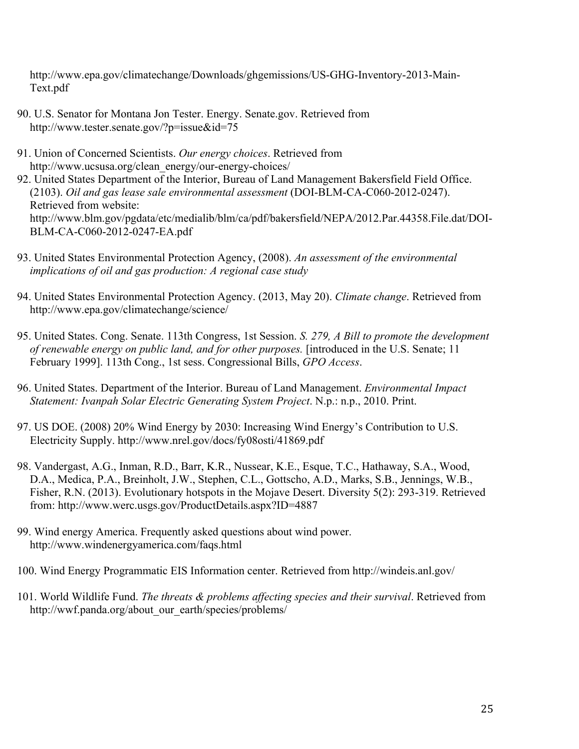http://www.epa.gov/climatechange/Downloads/ghgemissions/US-GHG-Inventory-2013-Main-Text.pdf

90. U.S. Senator for Montana Jon Tester. Energy. Senate.gov. Retrieved from http://www.tester.senate.gov/?p=issue&id=75

91. Union of Concerned Scientists. *Our energy choices*. Retrieved from http://www.ucsusa.org/clean_energy/our-energy-choices/

92. United States Department of the Interior, Bureau of Land Management Bakersfield Field Office. (2103). *Oil and gas lease sale environmental assessment* (DOI-BLM-CA-C060-2012-0247). Retrieved from website: http://www.blm.gov/pgdata/etc/medialib/blm/ca/pdf/bakersfield/NEPA/2012.Par.44358.File.dat/DOI-BLM-CA-C060-2012-0247-EA.pdf

93. United States Environmental Protection Agency, (2008). *An assessment of the environmental implications of oil and gas production: A regional case study*

94. United States Environmental Protection Agency. (2013, May 20). *Climate change*. Retrieved from http://www.epa.gov/climatechange/science/

95. United States. Cong. Senate. 113th Congress, 1st Session. *S. 279, A Bill to promote the development of renewable energy on public land, and for other purposes.* [introduced in the U.S. Senate; 11 February 1999]. 113th Cong., 1st sess. Congressional Bills, *GPO Access*.

96. United States. Department of the Interior. Bureau of Land Management. *Environmental Impact Statement: Ivanpah Solar Electric Generating System Project*. N.p.: n.p., 2010. Print.

97. US DOE. (2008) 20% Wind Energy by 2030: Increasing Wind Energy's Contribution to U.S. Electricity Supply. http://www.nrel.gov/docs/fy08osti/41869.pdf

98. Vandergast, A.G., Inman, R.D., Barr, K.R., Nussear, K.E., Esque, T.C., Hathaway, S.A., Wood, D.A., Medica, P.A., Breinholt, J.W., Stephen, C.L., Gottscho, A.D., Marks, S.B., Jennings, W.B., Fisher, R.N. (2013). Evolutionary hotspots in the Mojave Desert. Diversity 5(2): 293-319. Retrieved from: http://www.werc.usgs.gov/ProductDetails.aspx?ID=4887

99. Wind energy America. Frequently asked questions about wind power. http://www.windenergyamerica.com/faqs.html

100. Wind Energy Programmatic EIS Information center. Retrieved from http://windeis.anl.gov/

101. World Wildlife Fund. *The threats & problems affecting species and their survival*. Retrieved from http://wwf.panda.org/about_our_earth/species/problems/